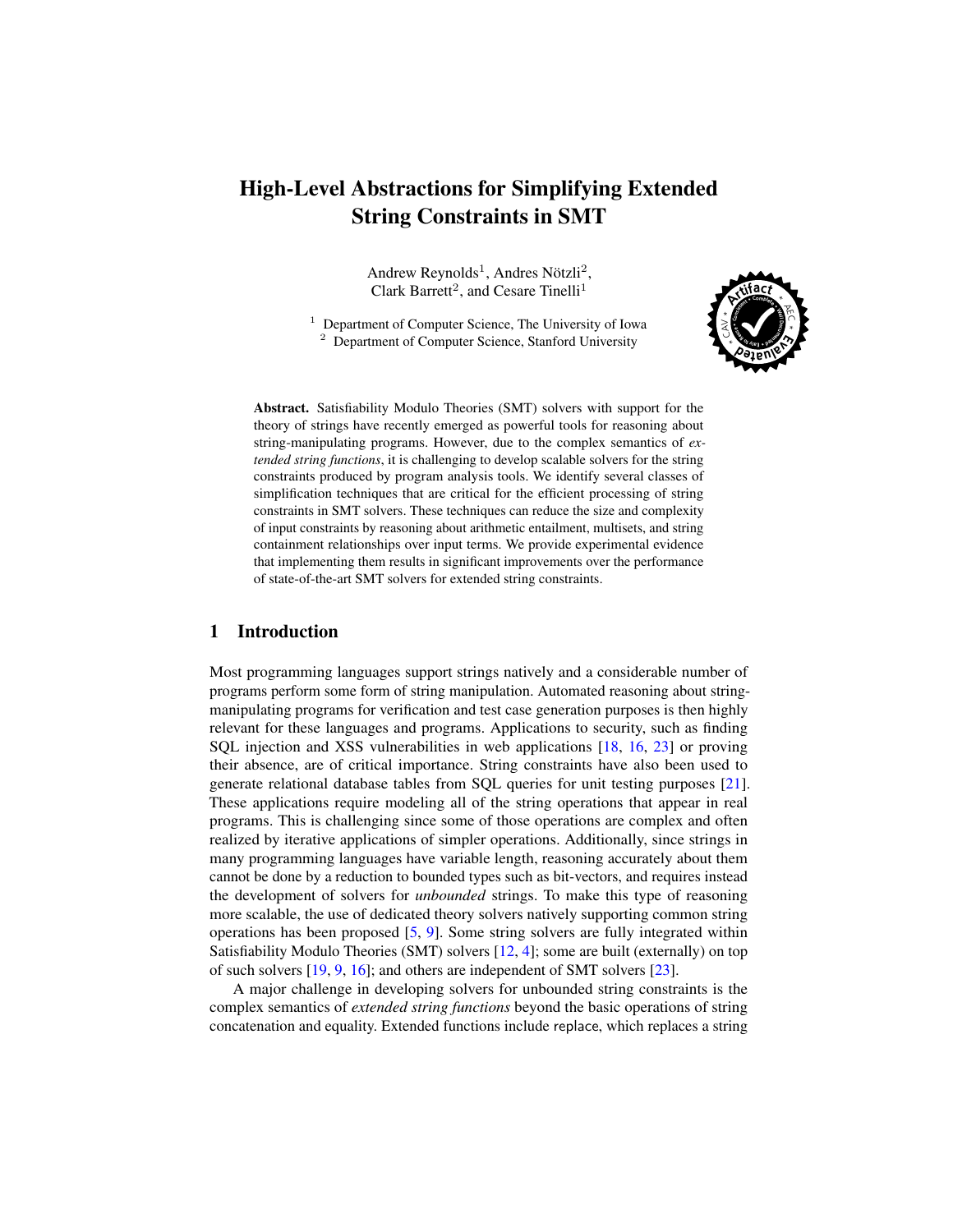# High-Level Abstractions for Simplifying Extended String Constraints in SMT

Andrew Reynolds[1], Andres Nötzli[2], Clark Barrett[2], and Cesare Tinelli[1]

[1] Department of Computer Science, The University of Iowa
[2] Department of Computer Science, Stanford University

**Abstract.** Satisfiability Modulo Theories (SMT) solvers with support for the theory of strings have recently emerged as powerful tools for reasoning about string-manipulating programs. However, due to the complex semantics of *extended string functions*, it is challenging to develop scalable solvers for the string constraints produced by program analysis tools. We identify several classes of simplification techniques that are critical for the efficient processing of string constraints in SMT solvers. These techniques can reduce the size and complexity of input constraints by reasoning about arithmetic entailment, multisets, and string containment relationships over input terms. We provide experimental evidence that implementing them results in significant improvements over the performance of state-of-the-art SMT solvers for extended string constraints.

## 1 Introduction

Most programming languages support strings natively and a considerable number of programs perform some form of string manipulation. Automated reasoning about string-manipulating programs for verification and test case generation purposes is then highly relevant for these languages and programs. Applications to security, such as finding SQL injection and XSS vulnerabilities in web applications [18, 16, 23] or proving their absence, are of critical importance. String constraints have also been used to generate relational database tables from SQL queries for unit testing purposes [21]. These applications require modeling all of the string operations that appear in real programs. This is challenging since some of those operations are complex and often realized by iterative applications of simpler operations. Additionally, since strings in many programming languages have variable length, reasoning accurately about them cannot be done by a reduction to bounded types such as bit-vectors, and requires instead the development of solvers for *unbounded* strings. To make this type of reasoning more scalable, the use of dedicated theory solvers natively supporting common string operations has been proposed [5, 9]. Some string solvers are fully integrated within Satisfiability Modulo Theories (SMT) solvers [12, 4]; some are built (externally) on top of such solvers [19, 9, 16]; and others are independent of SMT solvers [23].

A major challenge in developing solvers for unbounded string constraints is the complex semantics of *extended string functions* beyond the basic operations of string concatenation and equality. Extended functions include replace, which replaces a string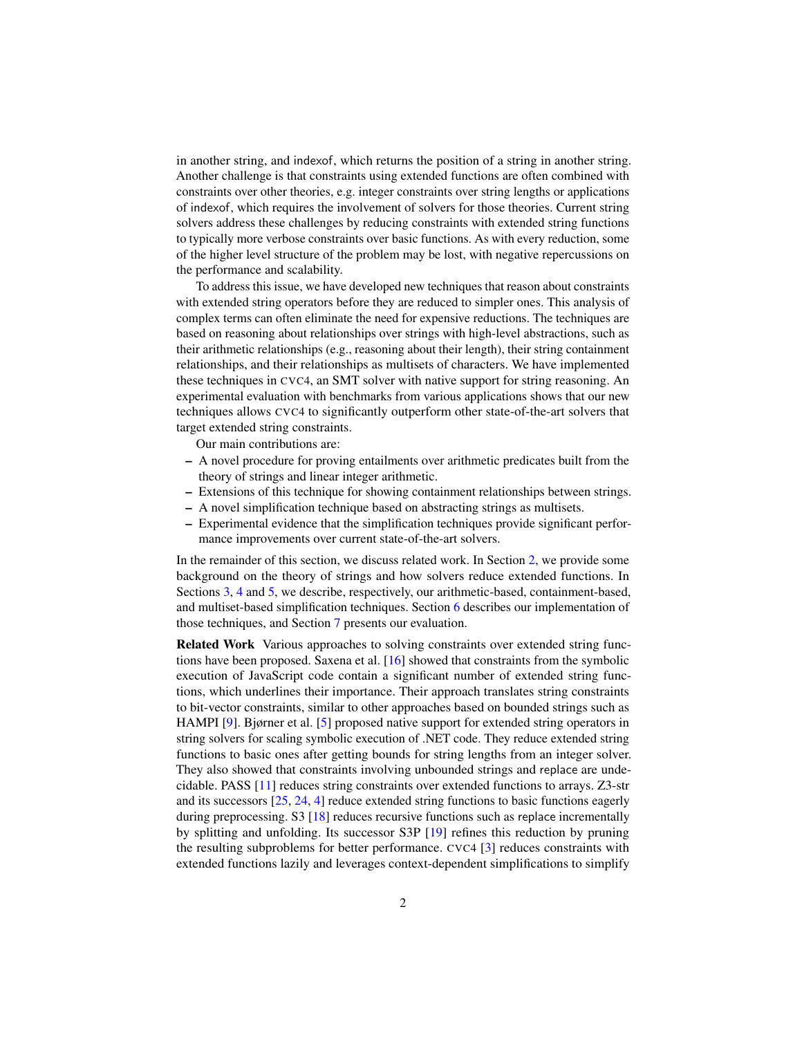in another string, and indexof, which returns the position of a string in another string. Another challenge is that constraints using extended functions are often combined with constraints over other theories, e.g. integer constraints over string lengths or applications of indexof, which requires the involvement of solvers for those theories. Current string solvers address these challenges by reducing constraints with extended string functions to typically more verbose constraints over basic functions. As with every reduction, some of the higher level structure of the problem may be lost, with negative repercussions on the performance and scalability.

To address this issue, we have developed new techniques that reason about constraints with extended string operators before they are reduced to simpler ones. This analysis of complex terms can often eliminate the need for expensive reductions. The techniques are based on reasoning about relationships over strings with high-level abstractions, such as their arithmetic relationships (e.g., reasoning about their length), their string containment relationships, and their relationships as multisets of characters. We have implemented these techniques in CVC4, an SMT solver with native support for string reasoning. An experimental evaluation with benchmarks from various applications shows that our new techniques allows CVC4 to significantly outperform other state-of-the-art solvers that target extended string constraints.

Our main contributions are:

- A novel procedure for proving entailments over arithmetic predicates built from the theory of strings and linear integer arithmetic.
- Extensions of this technique for showing containment relationships between strings.
- A novel simplification technique based on abstracting strings as multisets.
- Experimental evidence that the simplification techniques provide significant performance improvements over current state-of-the-art solvers.

In the remainder of this section, we discuss related work. In Section 2, we provide some background on the theory of strings and how solvers reduce extended functions. In Sections 3, 4 and 5, we describe, respectively, our arithmetic-based, containment-based, and multiset-based simplification techniques. Section 6 describes our implementation of those techniques, and Section 7 presents our evaluation.

**Related Work** Various approaches to solving constraints over extended string functions have been proposed. Saxena et al. [16] showed that constraints from the symbolic execution of JavaScript code contain a significant number of extended string functions, which underlines their importance. Their approach translates string constraints to bit-vector constraints, similar to other approaches based on bounded strings such as HAMPI [9]. Bjørner et al. [5] proposed native support for extended string operators in string solvers for scaling symbolic execution of .NET code. They reduce extended string functions to basic ones after getting bounds for string lengths from an integer solver. They also showed that constraints involving unbounded strings and replace are undecidable. PASS [11] reduces string constraints over extended functions to arrays. Z3-str and its successors [25, 24, 4] reduce extended string functions to basic functions eagerly during preprocessing. S3 [18] reduces recursive functions such as replace incrementally by splitting and unfolding. Its successor S3P [19] refines this reduction by pruning the resulting subproblems for better performance. CVC4 [3] reduces constraints with extended functions lazily and leverages context-dependent simplifications to simplify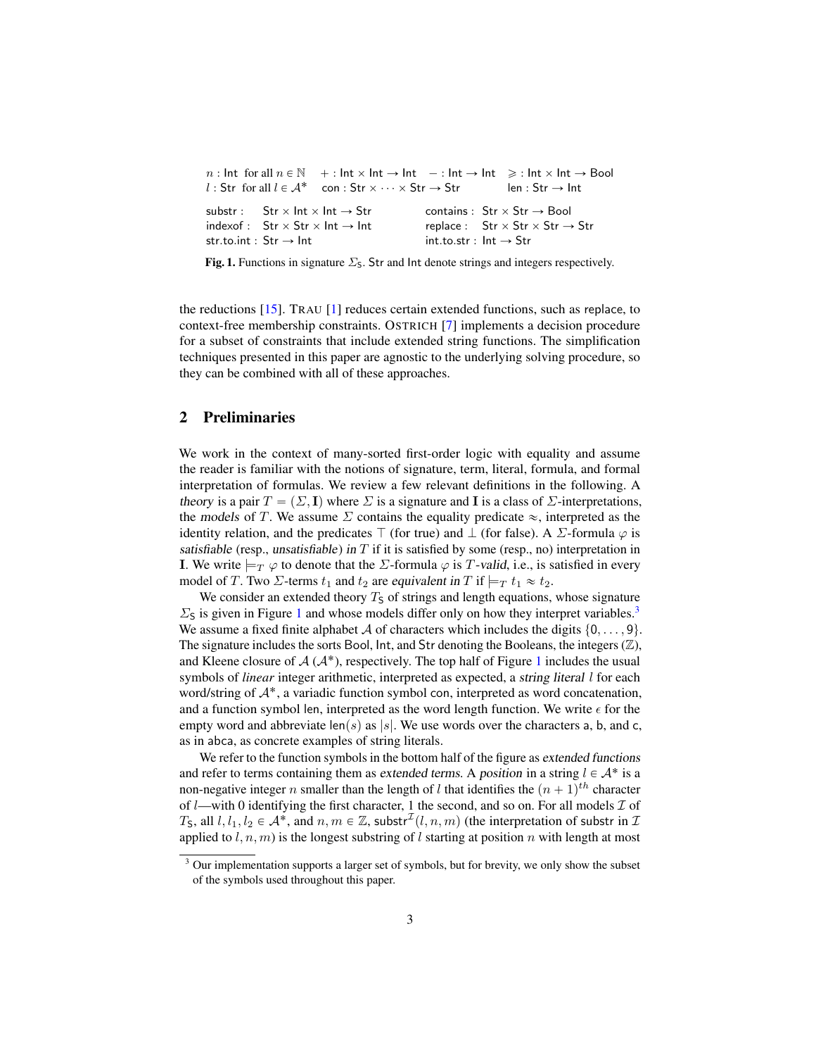$n : \mathsf{Int}$ for all $n \in \mathbb{N}$ $\quad + : \mathsf{Int} \times \mathsf{Int} \to \mathsf{Int}$ $\quad - : \mathsf{Int} \to \mathsf{Int}$ $\quad \geqslant : \mathsf{Int} \times \mathsf{Int} \to \mathsf{Bool}$
$l : \mathsf{Str}$ for all $l \in \mathcal{A}^*$ $\quad \mathsf{con} : \mathsf{Str} \times \cdots \times \mathsf{Str} \to \mathsf{Str}$ $\quad \mathsf{len} : \mathsf{Str} \to \mathsf{Int}$

$\mathsf{substr} : \ \mathsf{Str} \times \mathsf{Int} \times \mathsf{Int} \to \mathsf{Str}$ $\quad \mathsf{contains} : \ \mathsf{Str} \times \mathsf{Str} \to \mathsf{Bool}$
$\mathsf{indexof} : \ \mathsf{Str} \times \mathsf{Str} \times \mathsf{Int} \to \mathsf{Int}$ $\quad \mathsf{replace} : \ \mathsf{Str} \times \mathsf{Str} \times \mathsf{Str} \to \mathsf{Str}$
$\mathsf{str.to.int} : \mathsf{Str} \to \mathsf{Int}$ $\quad \mathsf{int.to.str} : \mathsf{Int} \to \mathsf{Str}$

**Fig. 1.** Functions in signature $\Sigma_\mathsf{S}$. Str and Int denote strings and integers respectively.

the reductions [15]. TRAU [1] reduces certain extended functions, such as replace, to context-free membership constraints. OSTRICH [7] implements a decision procedure for a subset of constraints that include extended string functions. The simplification techniques presented in this paper are agnostic to the underlying solving procedure, so they can be combined with all of these approaches.

## 2 Preliminaries

We work in the context of many-sorted first-order logic with equality and assume the reader is familiar with the notions of signature, term, literal, formula, and formal interpretation of formulas. We review a few relevant definitions in the following. A *theory* is a pair $T = (\Sigma, \mathbf{I})$ where $\Sigma$ is a signature and $\mathbf{I}$ is a class of $\Sigma$-interpretations, the *models* of $T$. We assume $\Sigma$ contains the equality predicate $\approx$, interpreted as the identity relation, and the predicates $\top$ (for true) and $\bot$ (for false). A $\Sigma$-formula $\varphi$ is *satisfiable* (resp., *unsatisfiable*) *in* $T$ if it is satisfied by some (resp., no) interpretation in $\mathbf{I}$. We write $\models_T \varphi$ to denote that the $\Sigma$-formula $\varphi$ is $T$-*valid*, i.e., is satisfied in every model of $T$. Two $\Sigma$-terms $t_1$ and $t_2$ are *equivalent in* $T$ if $\models_T t_1 \approx t_2$.

We consider an extended theory $T_\mathsf{S}$ of strings and length equations, whose signature $\Sigma_\mathsf{S}$ is given in Figure 1 and whose models differ only on how they interpret variables.[3] We assume a fixed finite alphabet $\mathcal{A}$ of characters which includes the digits $\{0, \ldots, 9\}$. The signature includes the sorts Bool, Int, and Str denoting the Booleans, the integers ($\mathbb{Z}$), and Kleene closure of $\mathcal{A}$ ($\mathcal{A}^*$), respectively. The top half of Figure 1 includes the usual symbols of *linear* integer arithmetic, interpreted as expected, a *string literal* $l$ for each word/string of $\mathcal{A}^*$, a variadic function symbol con, interpreted as word concatenation, and a function symbol len, interpreted as the word length function. We write $\epsilon$ for the empty word and abbreviate $\mathsf{len}(s)$ as $|s|$. We use words over the characters a, b, and c, as in abca, as concrete examples of string literals.

We refer to the function symbols in the bottom half of the figure as *extended functions* and refer to terms containing them as *extended terms*. A *position* in a string $l \in \mathcal{A}^*$ is a non-negative integer $n$ smaller than the length of $l$ that identifies the $(n+1)^{th}$ character of $l$—with 0 identifying the first character, 1 the second, and so on. For all models $\mathcal{I}$ of $T_\mathsf{S}$, all $l, l_1, l_2 \in \mathcal{A}^*$, and $n, m \in \mathbb{Z}$, $\mathsf{substr}^\mathcal{I}(l, n, m)$ (the interpretation of substr in $\mathcal{I}$ applied to $l, n, m$) is the longest substring of $l$ starting at position $n$ with length at most

[3] Our implementation supports a larger set of symbols, but for brevity, we only show the subset of the symbols used throughout this paper.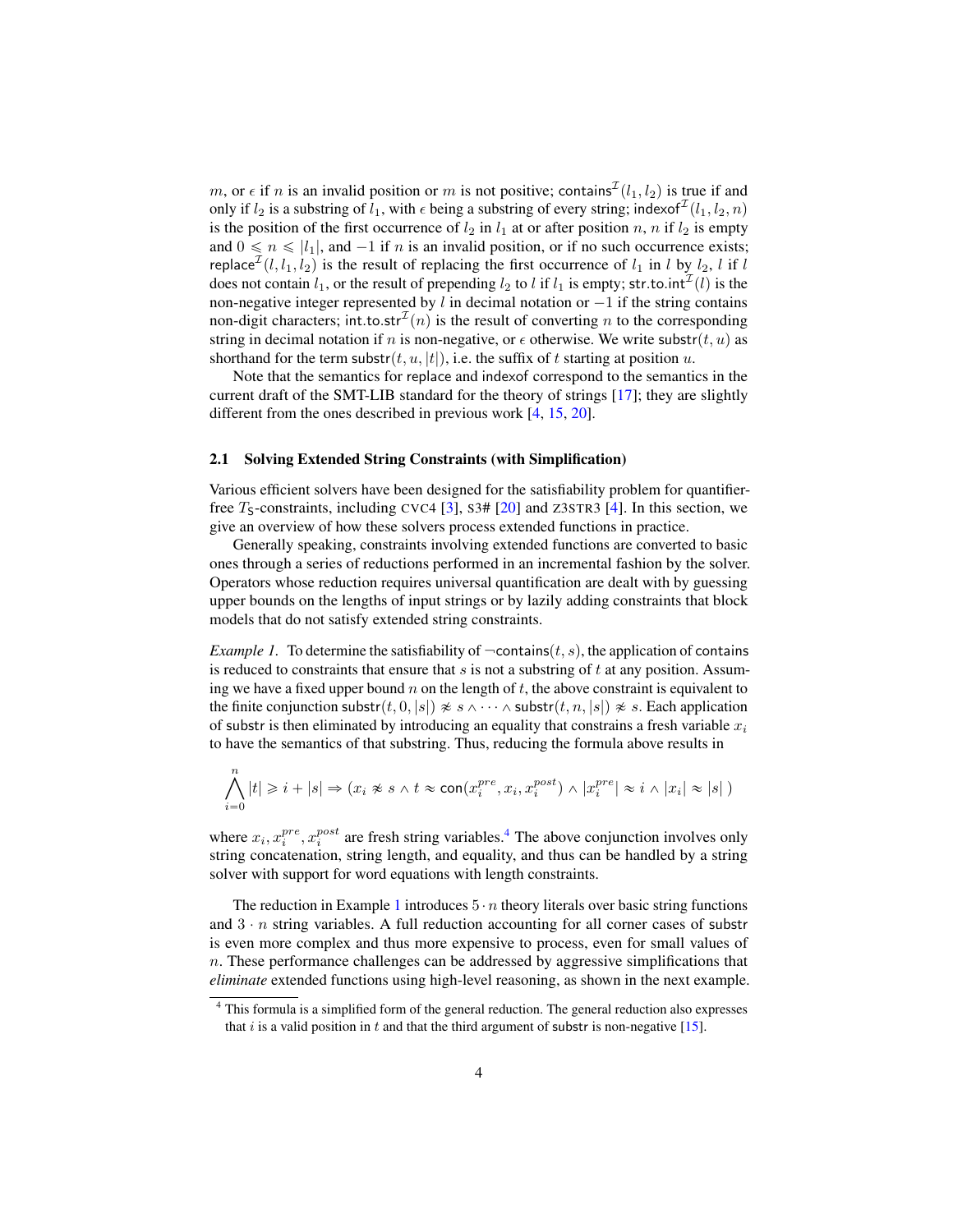$m$, or $\epsilon$ if $n$ is an invalid position or $m$ is not positive; $\mathsf{contains}^{\mathcal{I}}(l_1, l_2)$ is true if and only if $l_2$ is a substring of $l_1$, with $\epsilon$ being a substring of every string; $\mathsf{indexof}^{\mathcal{I}}(l_1, l_2, n)$ is the position of the first occurrence of $l_2$ in $l_1$ at or after position $n$, $n$ if $l_2$ is empty and $0 \leqslant n \leqslant |l_1|$, and $-1$ if $n$ is an invalid position, or if no such occurrence exists; $\mathsf{replace}^{\mathcal{I}}(l, l_1, l_2)$ is the result of replacing the first occurrence of $l_1$ in $l$ by $l_2$, $l$ if $l$ does not contain $l_1$, or the result of prepending $l_2$ to $l$ if $l_1$ is empty; $\mathsf{str.to.int}^{\mathcal{I}}(l)$ is the non-negative integer represented by $l$ in decimal notation or $-1$ if the string contains non-digit characters; $\mathsf{int.to.str}^{\mathcal{I}}(n)$ is the result of converting $n$ to the corresponding string in decimal notation if $n$ is non-negative, or $\epsilon$ otherwise. We write $\mathsf{substr}(t, u)$ as shorthand for the term $\mathsf{substr}(t, u, |t|)$, i.e. the suffix of $t$ starting at position $u$.

Note that the semantics for replace and indexof correspond to the semantics in the current draft of the SMT-LIB standard for the theory of strings [17]; they are slightly different from the ones described in previous work [4, 15, 20].

### 2.1 Solving Extended String Constraints (with Simplification)

Various efficient solvers have been designed for the satisfiability problem for quantifier-free $T_{\mathsf{S}}$-constraints, including CVC4 [3], S3# [20] and Z3STR3 [4]. In this section, we give an overview of how these solvers process extended functions in practice.

Generally speaking, constraints involving extended functions are converted to basic ones through a series of reductions performed in an incremental fashion by the solver. Operators whose reduction requires universal quantification are dealt with by guessing upper bounds on the lengths of input strings or by lazily adding constraints that block models that do not satisfy extended string constraints.

*Example 1.* To determine the satisfiability of $\neg\mathsf{contains}(t, s)$, the application of contains is reduced to constraints that ensure that $s$ is not a substring of $t$ at any position. Assuming we have a fixed upper bound $n$ on the length of $t$, the above constraint is equivalent to the finite conjunction $\mathsf{substr}(t, 0, |s|) \not\approx s \wedge \cdots \wedge \mathsf{substr}(t, n, |s|) \not\approx s$. Each application of substr is then eliminated by introducing an equality that constrains a fresh variable $x_i$ to have the semantics of that substring. Thus, reducing the formula above results in

$$\bigwedge_{i=0}^{n} |t| \geqslant i + |s| \Rightarrow (x_i \not\approx s \wedge t \approx \mathsf{con}(x_i^{pre}, x_i, x_i^{post}) \wedge |x_i^{pre}| \approx i \wedge |x_i| \approx |s| \,)$$

where $x_i, x_i^{pre}, x_i^{post}$ are fresh string variables.[4] The above conjunction involves only string concatenation, string length, and equality, and thus can be handled by a string solver with support for word equations with length constraints.

The reduction in Example 1 introduces $5 \cdot n$ theory literals over basic string functions and $3 \cdot n$ string variables. A full reduction accounting for all corner cases of substr is even more complex and thus more expensive to process, even for small values of $n$. These performance challenges can be addressed by aggressive simplifications that *eliminate* extended functions using high-level reasoning, as shown in the next example.

[4] This formula is a simplified form of the general reduction. The general reduction also expresses that $i$ is a valid position in $t$ and that the third argument of substr is non-negative [15].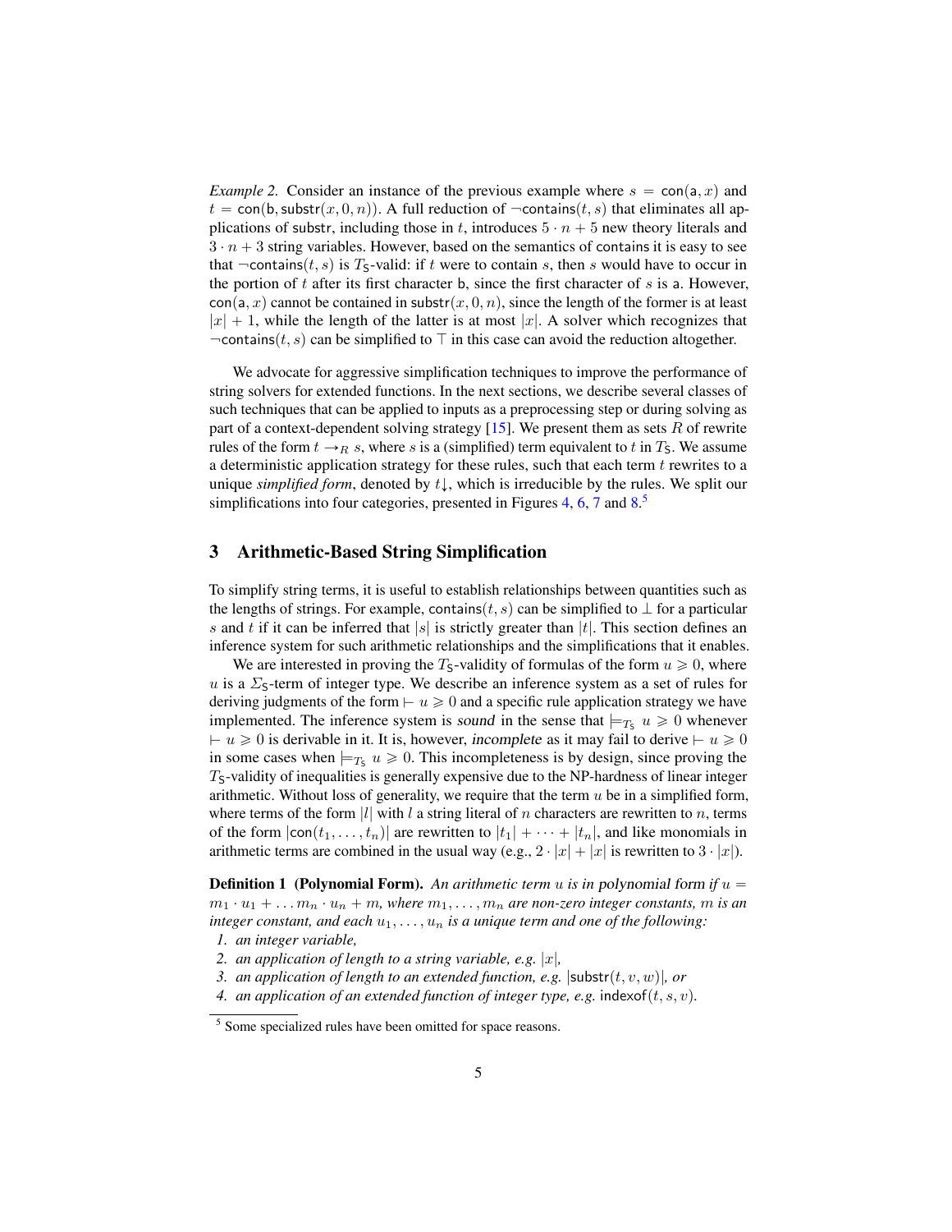*Example 2.* Consider an instance of the previous example where $s = \mathsf{con}(\mathsf{a}, x)$ and $t = \mathsf{con}(\mathsf{b}, \mathsf{substr}(x, 0, n))$. A full reduction of $\neg\mathsf{contains}(t, s)$ that eliminates all applications of substr, including those in $t$, introduces $5 \cdot n + 5$ new theory literals and $3 \cdot n + 3$ string variables. However, based on the semantics of contains it is easy to see that $\neg\mathsf{contains}(t, s)$ is $T_{\mathsf{S}}$-valid: if $t$ were to contain $s$, then $s$ would have to occur in the portion of $t$ after its first character b, since the first character of $s$ is a. However, $\mathsf{con}(\mathsf{a}, x)$ cannot be contained in $\mathsf{substr}(x, 0, n)$, since the length of the former is at least $|x| + 1$, while the length of the latter is at most $|x|$. A solver which recognizes that $\neg\mathsf{contains}(t, s)$ can be simplified to $\top$ in this case can avoid the reduction altogether.

We advocate for aggressive simplification techniques to improve the performance of string solvers for extended functions. In the next sections, we describe several classes of such techniques that can be applied to inputs as a preprocessing step or during solving as part of a context-dependent solving strategy [15]. We present them as sets $R$ of rewrite rules of the form $t \rightarrow_R s$, where $s$ is a (simplified) term equivalent to $t$ in $T_{\mathsf{S}}$. We assume a deterministic application strategy for these rules, such that each term $t$ rewrites to a unique *simplified form*, denoted by $t\!\downarrow$, which is irreducible by the rules. We split our simplifications into four categories, presented in Figures 4, 6, 7 and 8.[5]

## 3 Arithmetic-Based String Simplification

To simplify string terms, it is useful to establish relationships between quantities such as the lengths of strings. For example, $\mathsf{contains}(t, s)$ can be simplified to $\bot$ for a particular $s$ and $t$ if it can be inferred that $|s|$ is strictly greater than $|t|$. This section defines an inference system for such arithmetic relationships and the simplifications that it enables.

We are interested in proving the $T_{\mathsf{S}}$-validity of formulas of the form $u \geqslant 0$, where $u$ is a $\Sigma_{\mathsf{S}}$-term of integer type. We describe an inference system as a set of rules for deriving judgments of the form $\vdash u \geqslant 0$ and a specific rule application strategy we have implemented. The inference system is *sound* in the sense that $\models_{T_{\mathsf{S}}} u \geqslant 0$ whenever $\vdash u \geqslant 0$ is derivable in it. It is, however, *incomplete* as it may fail to derive $\vdash u \geqslant 0$ in some cases when $\models_{T_{\mathsf{S}}} u \geqslant 0$. This incompleteness is by design, since proving the $T_{\mathsf{S}}$-validity of inequalities is generally expensive due to the NP-hardness of linear integer arithmetic. Without loss of generality, we require that the term $u$ be in a simplified form, where terms of the form $|l|$ with $l$ a string literal of $n$ characters are rewritten to $n$, terms of the form $|\mathsf{con}(t_1, \ldots, t_n)|$ are rewritten to $|t_1| + \cdots + |t_n|$, and like monomials in arithmetic terms are combined in the usual way (e.g., $2 \cdot |x| + |x|$ is rewritten to $3 \cdot |x|$).

**Definition 1 (Polynomial Form).** *An arithmetic term $u$ is in* polynomial form *if $u = m_1 \cdot u_1 + \ldots m_n \cdot u_n + m$, where $m_1, \ldots, m_n$ are non-zero integer constants, $m$ is an integer constant, and each $u_1, \ldots, u_n$ is a unique term and one of the following:*

1. *an integer variable,*
2. *an application of length to a string variable, e.g. $|x|$,*
3. *an application of length to an extended function, e.g. $|\mathsf{substr}(t, v, w)|$, or*
4. *an application of an extended function of integer type, e.g. $\mathsf{indexof}(t, s, v)$.*

[5] Some specialized rules have been omitted for space reasons.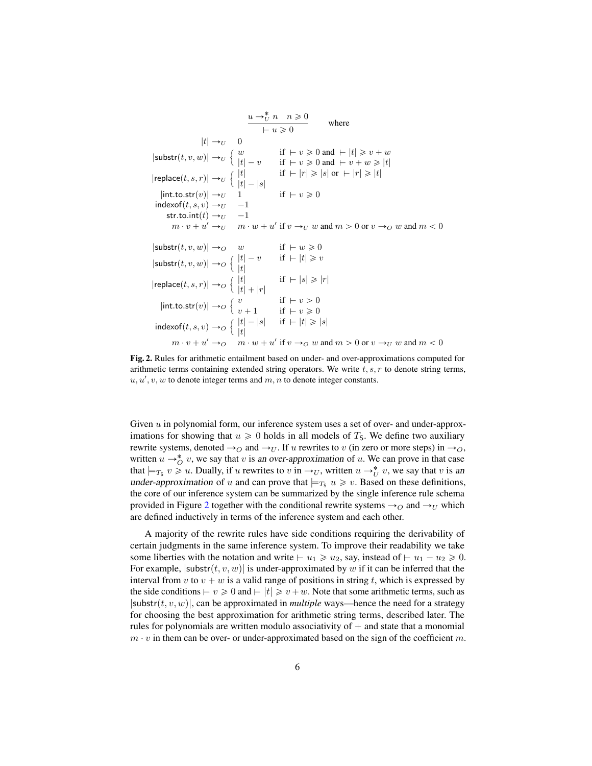$$\frac{u \to_U^* n \quad n \geqslant 0}{\vdash u \geqslant 0} \qquad \text{where}$$

$$
\begin{array}{rll}
|t| & \to_U & 0 \\
|\mathsf{substr}(t,v,w)| & \to_U & \begin{cases} w & \text{if } \vdash v \geqslant 0 \text{ and } \vdash |t| \geqslant v+w \\ |t|-v & \text{if } \vdash v \geqslant 0 \text{ and } \vdash v+w \geqslant |t| \end{cases} \\
|\mathsf{replace}(t,s,r)| & \to_U & \begin{cases} |t| & \text{if } \vdash |r| \geqslant |s| \text{ or } \vdash |r| \geqslant |t| \\ |t|-|s| & \end{cases} \\
|\mathsf{int.to.str}(v)| & \to_U & 1 \qquad\quad \text{if } \vdash v \geqslant 0 \\
\mathsf{indexof}(t,s,v) & \to_U & -1 \\
\mathsf{str.to.int}(t) & \to_U & -1 \\
m \cdot v + u' & \to_U & m \cdot w + u' \text{ if } v \to_U w \text{ and } m > 0 \text{ or } v \to_O w \text{ and } m < 0 \\
\\
|\mathsf{substr}(t,v,w)| & \to_O & w \qquad\quad \text{if } \vdash w \geqslant 0 \\
|\mathsf{substr}(t,v,w)| & \to_O & \begin{cases} |t|-v & \text{if } \vdash |t| \geqslant v \\ |t| & \end{cases} \\
|\mathsf{replace}(t,s,r)| & \to_O & \begin{cases} |t| & \text{if } \vdash |s| \geqslant |r| \\ |t|+|r| & \end{cases} \\
|\mathsf{int.to.str}(v)| & \to_O & \begin{cases} v & \text{if } \vdash v > 0 \\ v+1 & \text{if } \vdash v \geqslant 0 \end{cases} \\
\mathsf{indexof}(t,s,v) & \to_O & \begin{cases} |t|-|s| & \text{if } \vdash |t| \geqslant |s| \\ |t| & \end{cases} \\
m \cdot v + u' & \to_O & m \cdot w + u' \text{ if } v \to_O w \text{ and } m > 0 \text{ or } v \to_U w \text{ and } m < 0
\end{array}
$$

**Fig. 2.** Rules for arithmetic entailment based on under- and over-approximations computed for arithmetic terms containing extended string operators. We write $t, s, r$ to denote string terms, $u, u', v, w$ to denote integer terms and $m, n$ to denote integer constants.

Given $u$ in polynomial form, our inference system uses a set of over- and under-approximations for showing that $u \geqslant 0$ holds in all models of $T_{\mathsf{S}}$. We define two auxiliary rewrite systems, denoted $\to_O$ and $\to_U$. If $u$ rewrites to $v$ (in zero or more steps) in $\to_O$, written $u \to_O^* v$, we say that $v$ is *an over-approximation* of $u$. We can prove in that case that $\models_{T_{\mathsf{S}}} v \geqslant u$. Dually, if $u$ rewrites to $v$ in $\to_U$, written $u \to_U^* v$, we say that $v$ is *an under-approximation* of $u$ and can prove that $\models_{T_{\mathsf{S}}} u \geqslant v$. Based on these definitions, the core of our inference system can be summarized by the single inference rule schema provided in Figure 2 together with the conditional rewrite systems $\to_O$ and $\to_U$ which are defined inductively in terms of the inference system and each other.

A majority of the rewrite rules have side conditions requiring the derivability of certain judgments in the same inference system. To improve their readability we take some liberties with the notation and write $\vdash u_1 \geqslant u_2$, say, instead of $\vdash u_1 - u_2 \geqslant 0$. For example, $|\mathsf{substr}(t, v, w)|$ is under-approximated by $w$ if it can be inferred that the interval from $v$ to $v + w$ is a valid range of positions in string $t$, which is expressed by the side conditions $\vdash v \geqslant 0$ and $\vdash |t| \geqslant v + w$. Note that some arithmetic terms, such as $|\mathsf{substr}(t, v, w)|$, can be approximated in *multiple* ways—hence the need for a strategy for choosing the best approximation for arithmetic string terms, described later. The rules for polynomials are written modulo associativity of $+$ and state that a monomial $m \cdot v$ in them can be over- or under-approximated based on the sign of the coefficient $m$.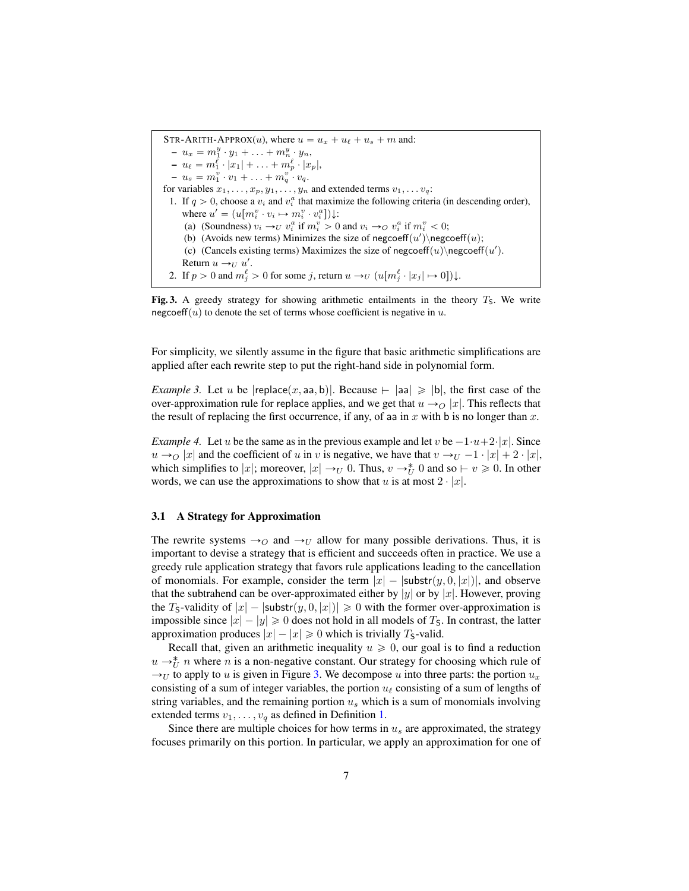STR-ARITH-APPROX($u$), where $u = u_x + u_\ell + u_s + m$ and:

- $u_x = m^y_1 \cdot y_1 + \ldots + m^y_n \cdot y_n$,
- $u_\ell = m^\ell_1 \cdot |x_1| + \ldots + m^\ell_p \cdot |x_p|$,
- $u_s = m^v_1 \cdot v_1 + \ldots + m^v_q \cdot v_q$.

for variables $x_1, \ldots, x_p, y_1, \ldots, y_n$ and extended terms $v_1, \ldots v_q$:

1. If $q > 0$, choose a $v_i$ and $v^a_i$ that maximize the following criteria (in descending order), where $u' = (u[m^v_i \cdot v_i \mapsto m^v_i \cdot v^a_i])\downarrow$:
   (a) (Soundness) $v_i \rightarrow_U v^a_i$ if $m^v_i > 0$ and $v_i \rightarrow_O v^a_i$ if $m^v_i < 0$;
   (b) (Avoids new terms) Minimizes the size of $\mathsf{negcoeff}(u') \backslash \mathsf{negcoeff}(u)$;
   (c) (Cancels existing terms) Maximizes the size of $\mathsf{negcoeff}(u) \backslash \mathsf{negcoeff}(u')$.
   Return $u \rightarrow_U u'$.
2. If $p > 0$ and $m^\ell_j > 0$ for some $j$, return $u \rightarrow_U (u[m^\ell_j \cdot |x_j| \mapsto 0])\downarrow$.

**Fig. 3.** A greedy strategy for showing arithmetic entailments in the theory $T_{\mathsf{S}}$. We write $\mathsf{negcoeff}(u)$ to denote the set of terms whose coefficient is negative in $u$.

For simplicity, we silently assume in the figure that basic arithmetic simplifications are applied after each rewrite step to put the right-hand side in polynomial form.

*Example 3.* Let $u$ be $|\mathsf{replace}(x, \mathsf{aa}, \mathsf{b})|$. Because $\vdash |\mathsf{aa}| \geqslant |\mathsf{b}|$, the first case of the over-approximation rule for replace applies, and we get that $u \rightarrow_O |x|$. This reflects that the result of replacing the first occurrence, if any, of aa in $x$ with b is no longer than $x$.

*Example 4.* Let $u$ be the same as in the previous example and let $v$ be $-1 \cdot u + 2 \cdot |x|$. Since $u \rightarrow_O |x|$ and the coefficient of $u$ in $v$ is negative, we have that $v \rightarrow_U -1 \cdot |x| + 2 \cdot |x|$, which simplifies to $|x|$; moreover, $|x| \rightarrow_U 0$. Thus, $v \rightarrow^*_U 0$ and so $\vdash v \geqslant 0$. In other words, we can use the approximations to show that $u$ is at most $2 \cdot |x|$.

### 3.1 A Strategy for Approximation

The rewrite systems $\rightarrow_O$ and $\rightarrow_U$ allow for many possible derivations. Thus, it is important to devise a strategy that is efficient and succeeds often in practice. We use a greedy rule application strategy that favors rule applications leading to the cancellation of monomials. For example, consider the term $|x| - |\mathsf{substr}(y, 0, |x|)|$, and observe that the subtrahend can be over-approximated either by $|y|$ or by $|x|$. However, proving the $T_{\mathsf{S}}$-validity of $|x| - |\mathsf{substr}(y, 0, |x|)| \geqslant 0$ with the former over-approximation is impossible since $|x| - |y| \geqslant 0$ does not hold in all models of $T_{\mathsf{S}}$. In contrast, the latter approximation produces $|x| - |x| \geqslant 0$ which is trivially $T_{\mathsf{S}}$-valid.

Recall that, given an arithmetic inequality $u \geqslant 0$, our goal is to find a reduction $u \rightarrow^*_U n$ where $n$ is a non-negative constant. Our strategy for choosing which rule of $\rightarrow_U$ to apply to $u$ is given in Figure 3. We decompose $u$ into three parts: the portion $u_x$ consisting of a sum of integer variables, the portion $u_\ell$ consisting of a sum of lengths of string variables, and the remaining portion $u_s$ which is a sum of monomials involving extended terms $v_1, \ldots, v_q$ as defined in Definition 1.

Since there are multiple choices for how terms in $u_s$ are approximated, the strategy focuses primarily on this portion. In particular, we apply an approximation for one of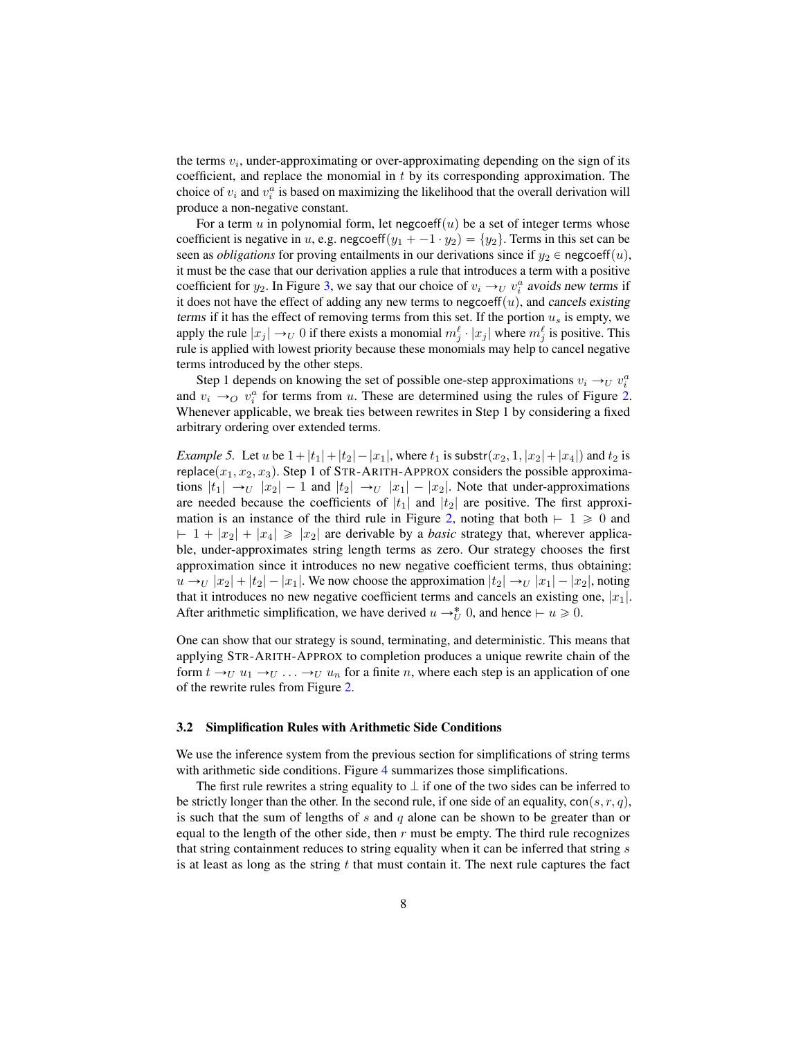the terms $v_i$, under-approximating or over-approximating depending on the sign of its coefficient, and replace the monomial in $t$ by its corresponding approximation. The choice of $v_i$ and $v_i^a$ is based on maximizing the likelihood that the overall derivation will produce a non-negative constant.

For a term $u$ in polynomial form, let $\mathsf{negcoeff}(u)$ be a set of integer terms whose coefficient is negative in $u$, e.g. $\mathsf{negcoeff}(y_1 + -1 \cdot y_2) = \{y_2\}$. Terms in this set can be seen as *obligations* for proving entailments in our derivations since if $y_2 \in \mathsf{negcoeff}(u)$, it must be the case that our derivation applies a rule that introduces a term with a positive coefficient for $y_2$. In Figure 3, we say that our choice of $v_i \rightarrow_U v_i^a$ *avoids new terms* if it does not have the effect of adding any new terms to $\mathsf{negcoeff}(u)$, and *cancels existing terms* if it has the effect of removing terms from this set. If the portion $u_s$ is empty, we apply the rule $|x_j| \rightarrow_U 0$ if there exists a monomial $m_j^\ell \cdot |x_j|$ where $m_j^\ell$ is positive. This rule is applied with lowest priority because these monomials may help to cancel negative terms introduced by the other steps.

Step 1 depends on knowing the set of possible one-step approximations $v_i \rightarrow_U v_i^a$ and $v_i \rightarrow_O v_i^a$ for terms from $u$. These are determined using the rules of Figure 2. Whenever applicable, we break ties between rewrites in Step 1 by considering a fixed arbitrary ordering over extended terms.

*Example 5.* Let $u$ be $1 + |t_1| + |t_2| - |x_1|$, where $t_1$ is $\mathsf{substr}(x_2, 1, |x_2| + |x_4|)$ and $t_2$ is $\mathsf{replace}(x_1, x_2, x_3)$. Step 1 of STR-ARITH-APPROX considers the possible approximations $|t_1| \rightarrow_U |x_2| - 1$ and $|t_2| \rightarrow_U |x_1| - |x_2|$. Note that under-approximations are needed because the coefficients of $|t_1|$ and $|t_2|$ are positive. The first approximation is an instance of the third rule in Figure 2, noting that both $\vdash 1 \geqslant 0$ and $\vdash 1 + |x_2| + |x_4| \geqslant |x_2|$ are derivable by a *basic* strategy that, wherever applicable, under-approximates string length terms as zero. Our strategy chooses the first approximation since it introduces no new negative coefficient terms, thus obtaining: $u \rightarrow_U |x_2| + |t_2| - |x_1|$. We now choose the approximation $|t_2| \rightarrow_U |x_1| - |x_2|$, noting that it introduces no new negative coefficient terms and cancels an existing one, $|x_1|$. After arithmetic simplification, we have derived $u \rightarrow_U^* 0$, and hence $\vdash u \geqslant 0$.

One can show that our strategy is sound, terminating, and deterministic. This means that applying STR-ARITH-APPROX to completion produces a unique rewrite chain of the form $t \rightarrow_U u_1 \rightarrow_U \ldots \rightarrow_U u_n$ for a finite $n$, where each step is an application of one of the rewrite rules from Figure 2.

### 3.2 Simplification Rules with Arithmetic Side Conditions

We use the inference system from the previous section for simplifications of string terms with arithmetic side conditions. Figure 4 summarizes those simplifications.

The first rule rewrites a string equality to $\bot$ if one of the two sides can be inferred to be strictly longer than the other. In the second rule, if one side of an equality, $\mathsf{con}(s, r, q)$, is such that the sum of lengths of $s$ and $q$ alone can be shown to be greater than or equal to the length of the other side, then $r$ must be empty. The third rule recognizes that string containment reduces to string equality when it can be inferred that string $s$ is at least as long as the string $t$ that must contain it. The next rule captures the fact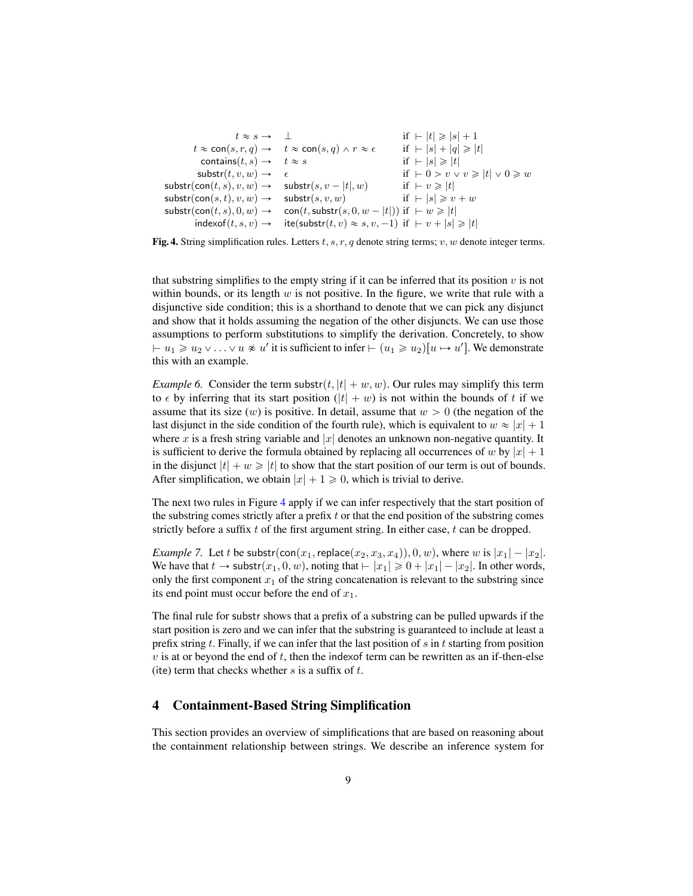$$
\begin{array}{rll}
t \approx s \rightarrow & \bot & \text{if } \vdash |t| \geqslant |s| + 1 \\
t \approx \mathsf{con}(s, r, q) \rightarrow & t \approx \mathsf{con}(s, q) \wedge r \approx \epsilon & \text{if } \vdash |s| + |q| \geqslant |t| \\
\mathsf{contains}(t, s) \rightarrow & t \approx s & \text{if } \vdash |s| \geqslant |t| \\
\mathsf{substr}(t, v, w) \rightarrow & \epsilon & \text{if } \vdash 0 > v \vee v \geqslant |t| \vee 0 \geqslant w \\
\mathsf{substr}(\mathsf{con}(t, s), v, w) \rightarrow & \mathsf{substr}(s, v - |t|, w) & \text{if } \vdash v \geqslant |t| \\
\mathsf{substr}(\mathsf{con}(s, t), v, w) \rightarrow & \mathsf{substr}(s, v, w) & \text{if } \vdash |s| \geqslant v + w \\
\mathsf{substr}(\mathsf{con}(t, s), 0, w) \rightarrow & \mathsf{con}(t, \mathsf{substr}(s, 0, w - |t|)) & \text{if } \vdash w \geqslant |t| \\
\mathsf{indexof}(t, s, v) \rightarrow & \mathsf{ite}(\mathsf{substr}(t, v) \approx s, v, -1) & \text{if } \vdash v + |s| \geqslant |t|
\end{array}
$$

**Fig. 4.** String simplification rules. Letters $t, s, r, q$ denote string terms; $v, w$ denote integer terms.

that substring simplifies to the empty string if it can be inferred that its position $v$ is not within bounds, or its length $w$ is not positive. In the figure, we write that rule with a disjunctive side condition; this is a shorthand to denote that we can pick any disjunct and show that it holds assuming the negation of the other disjuncts. We can use those assumptions to perform substitutions to simplify the derivation. Concretely, to show $\vdash u_1 \geqslant u_2 \vee \ldots \vee u \not\approx u'$ it is sufficient to infer $\vdash (u_1 \geqslant u_2)[u \mapsto u']$. We demonstrate this with an example.

*Example 6.* Consider the term $\mathsf{substr}(t, |t| + w, w)$. Our rules may simplify this term to $\epsilon$ by inferring that its start position ($|t| + w$) is not within the bounds of $t$ if we assume that its size ($w$) is positive. In detail, assume that $w > 0$ (the negation of the last disjunct in the side condition of the fourth rule), which is equivalent to $w \approx |x| + 1$ where $x$ is a fresh string variable and $|x|$ denotes an unknown non-negative quantity. It is sufficient to derive the formula obtained by replacing all occurrences of $w$ by $|x| + 1$ in the disjunct $|t| + w \geqslant |t|$ to show that the start position of our term is out of bounds. After simplification, we obtain $|x| + 1 \geqslant 0$, which is trivial to derive.

The next two rules in Figure 4 apply if we can infer respectively that the start position of the substring comes strictly after a prefix $t$ or that the end position of the substring comes strictly before a suffix $t$ of the first argument string. In either case, $t$ can be dropped.

*Example 7.* Let $t$ be $\mathsf{substr}(\mathsf{con}(x_1, \mathsf{replace}(x_2, x_3, x_4)), 0, w)$, where $w$ is $|x_1| - |x_2|$. We have that $t \rightarrow \mathsf{substr}(x_1, 0, w)$, noting that $\vdash |x_1| \geqslant 0 + |x_1| - |x_2|$. In other words, only the first component $x_1$ of the string concatenation is relevant to the substring since its end point must occur before the end of $x_1$.

The final rule for $\mathsf{substr}$ shows that a prefix of a substring can be pulled upwards if the start position is zero and we can infer that the substring is guaranteed to include at least a prefix string $t$. Finally, if we can infer that the last position of $s$ in $t$ starting from position $v$ is at or beyond the end of $t$, then the $\mathsf{indexof}$ term can be rewritten as an if-then-else ($\mathsf{ite}$) term that checks whether $s$ is a suffix of $t$.

## 4 Containment-Based String Simplification

This section provides an overview of simplifications that are based on reasoning about the containment relationship between strings. We describe an inference system for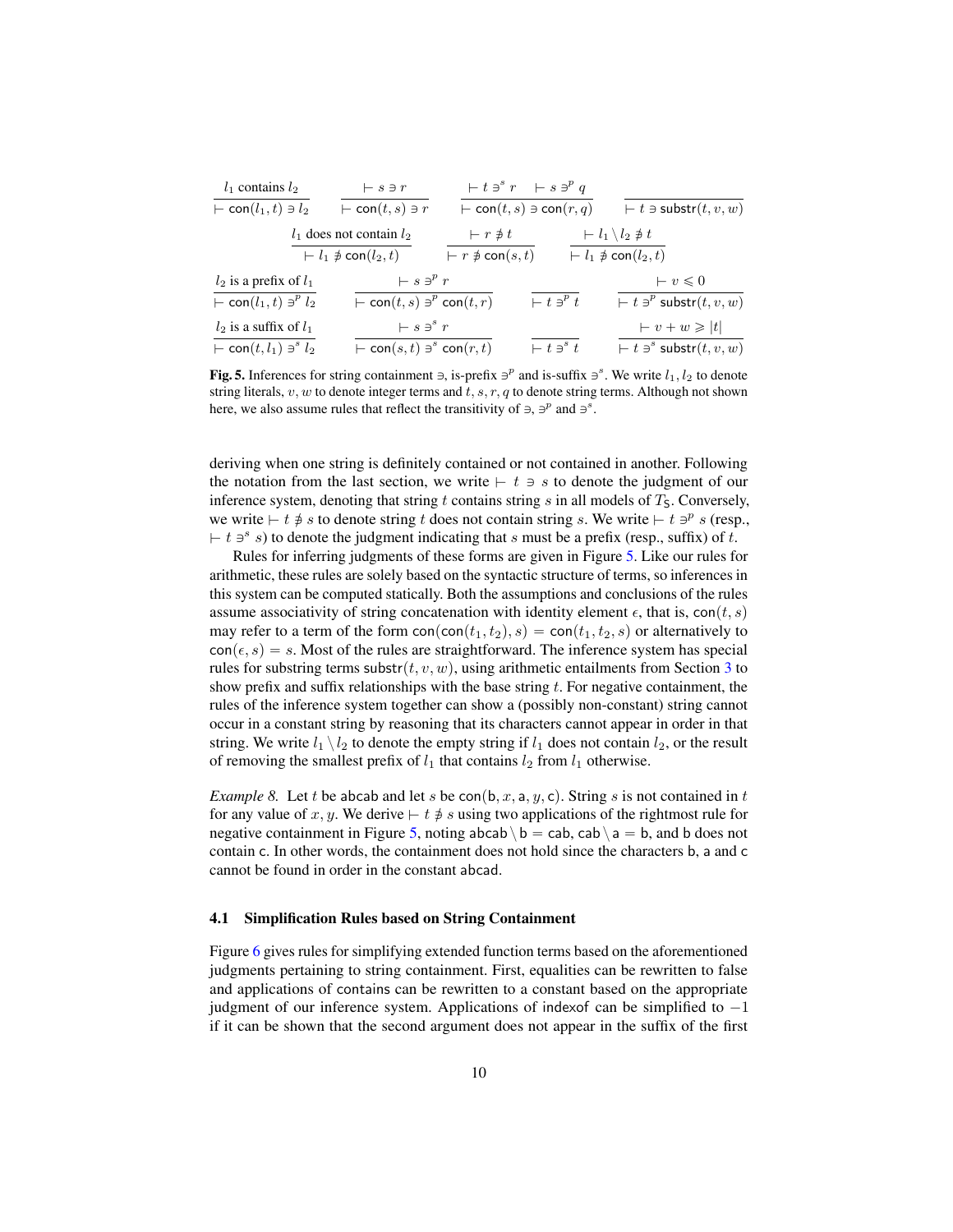$$\frac{l_1 \text{ contains } l_2}{\vdash \mathsf{con}(l_1, t) \ni l_2} \qquad \frac{\vdash s \ni r}{\vdash \mathsf{con}(t, s) \ni r} \qquad \frac{\vdash t \ni^s r \quad \vdash s \ni^p q}{\vdash \mathsf{con}(t, s) \ni \mathsf{con}(r, q)} \qquad \frac{}{\vdash t \ni \mathsf{substr}(t, v, w)}$$

$$\frac{l_1 \text{ does not contain } l_2}{\vdash l_1 \not\ni \mathsf{con}(l_2, t)} \qquad \frac{\vdash r \not\ni t}{\vdash r \not\ni \mathsf{con}(s, t)} \qquad \frac{\vdash l_1 \setminus l_2 \not\ni t}{\vdash l_1 \not\ni \mathsf{con}(l_2, t)}$$

$$\frac{l_2 \text{ is a prefix of } l_1}{\vdash \mathsf{con}(l_1, t) \ni^p l_2} \qquad \frac{\vdash s \ni^p r}{\vdash \mathsf{con}(t, s) \ni^p \mathsf{con}(t, r)} \qquad \frac{}{\vdash t \ni^p t} \qquad \frac{\vdash v \leqslant 0}{\vdash t \ni^p \mathsf{substr}(t, v, w)}$$

$$\frac{l_2 \text{ is a suffix of } l_1}{\vdash \mathsf{con}(t, l_1) \ni^s l_2} \qquad \frac{\vdash s \ni^s r}{\vdash \mathsf{con}(s, t) \ni^s \mathsf{con}(r, t)} \qquad \frac{}{\vdash t \ni^s t} \qquad \frac{\vdash v + w \geqslant |t|}{\vdash t \ni^s \mathsf{substr}(t, v, w)}$$

**Fig. 5.** Inferences for string containment $\ni$, is-prefix $\ni^p$ and is-suffix $\ni^s$. We write $l_1, l_2$ to denote string literals, $v, w$ to denote integer terms and $t, s, r, q$ to denote string terms. Although not shown here, we also assume rules that reflect the transitivity of $\ni$, $\ni^p$ and $\ni^s$.

deriving when one string is definitely contained or not contained in another. Following the notation from the last section, we write $\vdash t \ni s$ to denote the judgment of our inference system, denoting that string $t$ contains string $s$ in all models of $T_{\mathsf{S}}$. Conversely, we write $\vdash t \not\ni s$ to denote string $t$ does not contain string $s$. We write $\vdash t \ni^p s$ (resp., $\vdash t \ni^s s$) to denote the judgment indicating that $s$ must be a prefix (resp., suffix) of $t$.

Rules for inferring judgments of these forms are given in Figure 5. Like our rules for arithmetic, these rules are solely based on the syntactic structure of terms, so inferences in this system can be computed statically. Both the assumptions and conclusions of the rules assume associativity of string concatenation with identity element $\epsilon$, that is, $\mathsf{con}(t, s)$ may refer to a term of the form $\mathsf{con}(\mathsf{con}(t_1, t_2), s) = \mathsf{con}(t_1, t_2, s)$ or alternatively to $\mathsf{con}(\epsilon, s) = s$. Most of the rules are straightforward. The inference system has special rules for substring terms $\mathsf{substr}(t, v, w)$, using arithmetic entailments from Section 3 to show prefix and suffix relationships with the base string $t$. For negative containment, the rules of the inference system together can show a (possibly non-constant) string cannot occur in a constant string by reasoning that its characters cannot appear in order in that string. We write $l_1 \setminus l_2$ to denote the empty string if $l_1$ does not contain $l_2$, or the result of removing the smallest prefix of $l_1$ that contains $l_2$ from $l_1$ otherwise.

*Example 8.* Let $t$ be $\mathsf{abcab}$ and let $s$ be $\mathsf{con}(\mathsf{b}, x, \mathsf{a}, y, \mathsf{c})$. String $s$ is not contained in $t$ for any value of $x, y$. We derive $\vdash t \not\ni s$ using two applications of the rightmost rule for negative containment in Figure 5, noting $\mathsf{abcab} \setminus \mathsf{b} = \mathsf{cab}$, $\mathsf{cab} \setminus \mathsf{a} = \mathsf{b}$, and $\mathsf{b}$ does not contain $\mathsf{c}$. In other words, the containment does not hold since the characters $\mathsf{b}$, $\mathsf{a}$ and $\mathsf{c}$ cannot be found in order in the constant $\mathsf{abcad}$.

### 4.1 Simplification Rules based on String Containment

Figure 6 gives rules for simplifying extended function terms based on the aforementioned judgments pertaining to string containment. First, equalities can be rewritten to false and applications of $\mathsf{contains}$ can be rewritten to a constant based on the appropriate judgment of our inference system. Applications of $\mathsf{indexof}$ can be simplified to $-1$ if it can be shown that the second argument does not appear in the suffix of the first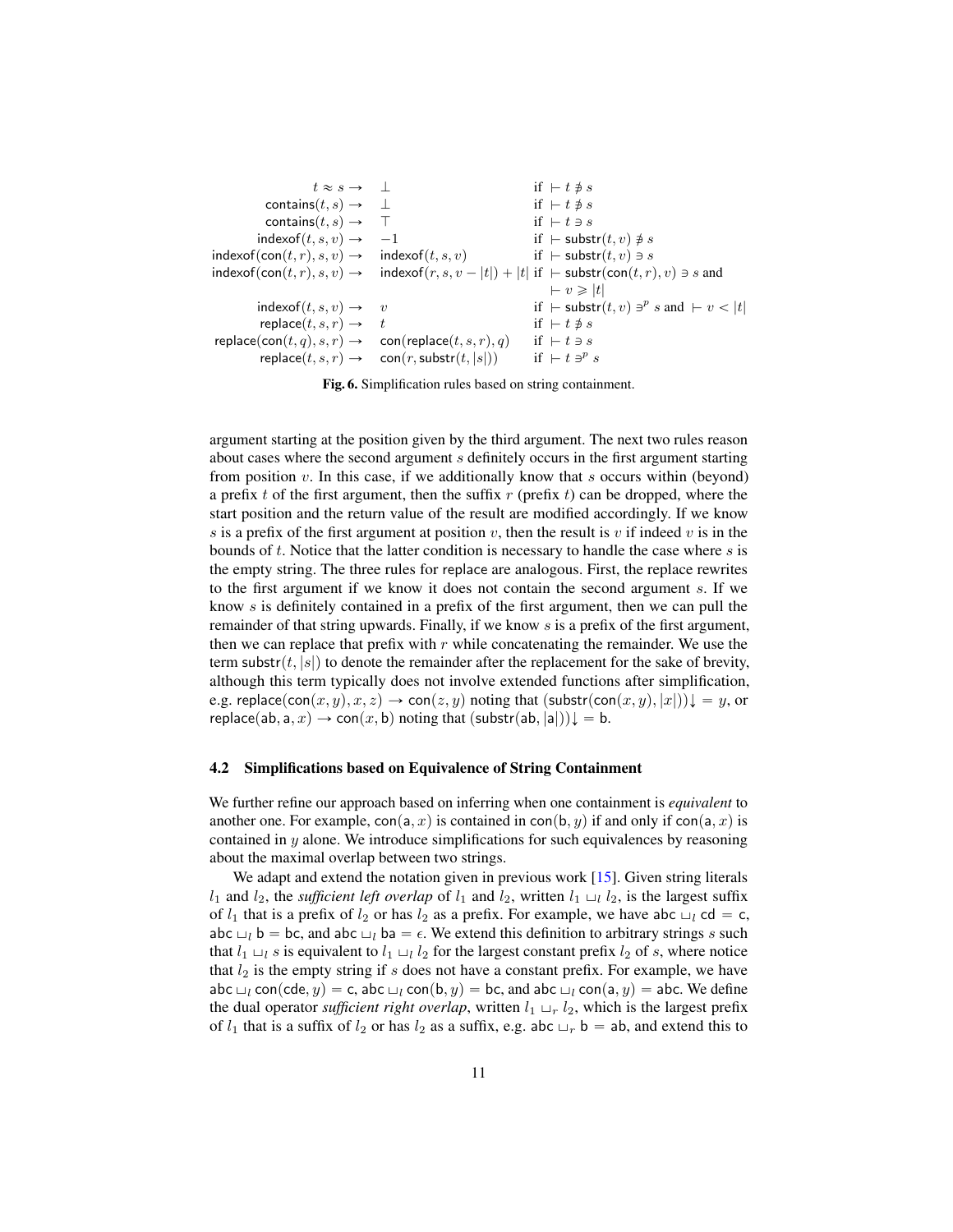$$
\begin{array}{rll}
t \approx s \rightarrow & \bot & \text{if } \vdash t \not\ni s \\
\mathsf{contains}(t,s) \rightarrow & \bot & \text{if } \vdash t \not\ni s \\
\mathsf{contains}(t,s) \rightarrow & \top & \text{if } \vdash t \ni s \\
\mathsf{indexof}(t,s,v) \rightarrow & -1 & \text{if } \vdash \mathsf{substr}(t,v) \not\ni s \\
\mathsf{indexof}(\mathsf{con}(t,r),s,v) \rightarrow & \mathsf{indexof}(t,s,v) & \text{if } \vdash \mathsf{substr}(t,v) \ni s \\
\mathsf{indexof}(\mathsf{con}(t,r),s,v) \rightarrow & \mathsf{indexof}(r,s,v-|t|)+|t| & \text{if } \vdash \mathsf{substr}(\mathsf{con}(t,r),v) \ni s \text{ and} \\
 & & \vdash v \geqslant |t| \\
\mathsf{indexof}(t,s,v) \rightarrow & v & \text{if } \vdash \mathsf{substr}(t,v) \ni^{p} s \text{ and } \vdash v < |t| \\
\mathsf{replace}(t,s,r) \rightarrow & t & \text{if } \vdash t \not\ni s \\
\mathsf{replace}(\mathsf{con}(t,q),s,r) \rightarrow & \mathsf{con}(\mathsf{replace}(t,s,r),q) & \text{if } \vdash t \ni s \\
\mathsf{replace}(t,s,r) \rightarrow & \mathsf{con}(r,\mathsf{substr}(t,|s|)) & \text{if } \vdash t \ni^{p} s
\end{array}
$$

**Fig. 6.** Simplification rules based on string containment.

argument starting at the position given by the third argument. The next two rules reason about cases where the second argument $s$ definitely occurs in the first argument starting from position $v$. In this case, if we additionally know that $s$ occurs within (beyond) a prefix $t$ of the first argument, then the suffix $r$ (prefix $t$) can be dropped, where the start position and the return value of the result are modified accordingly. If we know $s$ is a prefix of the first argument at position $v$, then the result is $v$ if indeed $v$ is in the bounds of $t$. Notice that the latter condition is necessary to handle the case where $s$ is the empty string. The three rules for replace are analogous. First, the replace rewrites to the first argument if we know it does not contain the second argument $s$. If we know $s$ is definitely contained in a prefix of the first argument, then we can pull the remainder of that string upwards. Finally, if we know $s$ is a prefix of the first argument, then we can replace that prefix with $r$ while concatenating the remainder. We use the term $\mathsf{substr}(t, |s|)$ to denote the remainder after the replacement for the sake of brevity, although this term typically does not involve extended functions after simplification, e.g. $\mathsf{replace}(\mathsf{con}(x, y), x, z) \rightarrow \mathsf{con}(z, y)$ noting that $(\mathsf{substr}(\mathsf{con}(x, y), |x|))\downarrow = y$, or $\mathsf{replace}(\mathsf{ab}, \mathsf{a}, x) \rightarrow \mathsf{con}(x, \mathsf{b})$ noting that $(\mathsf{substr}(\mathsf{ab}, |\mathsf{a}|))\downarrow = \mathsf{b}$.

### 4.2 Simplifications based on Equivalence of String Containment

We further refine our approach based on inferring when one containment is *equivalent* to another one. For example, $\mathsf{con}(\mathsf{a}, x)$ is contained in $\mathsf{con}(\mathsf{b}, y)$ if and only if $\mathsf{con}(\mathsf{a}, x)$ is contained in $y$ alone. We introduce simplifications for such equivalences by reasoning about the maximal overlap between two strings.

We adapt and extend the notation given in previous work [15]. Given string literals $l_1$ and $l_2$, the *sufficient left overlap* of $l_1$ and $l_2$, written $l_1 \sqcup_l l_2$, is the largest suffix of $l_1$ that is a prefix of $l_2$ or has $l_2$ as a prefix. For example, we have $\mathsf{abc} \sqcup_l \mathsf{cd} = \mathsf{c}$, $\mathsf{abc} \sqcup_l \mathsf{b} = \mathsf{bc}$, and $\mathsf{abc} \sqcup_l \mathsf{ba} = \epsilon$. We extend this definition to arbitrary strings $s$ such that $l_1 \sqcup_l s$ is equivalent to $l_1 \sqcup_l l_2$ for the largest constant prefix $l_2$ of $s$, where notice that $l_2$ is the empty string if $s$ does not have a constant prefix. For example, we have $\mathsf{abc} \sqcup_l \mathsf{con}(\mathsf{cde}, y) = \mathsf{c}$, $\mathsf{abc} \sqcup_l \mathsf{con}(\mathsf{b}, y) = \mathsf{bc}$, and $\mathsf{abc} \sqcup_l \mathsf{con}(\mathsf{a}, y) = \mathsf{abc}$. We define the dual operator *sufficient right overlap*, written $l_1 \sqcup_r l_2$, which is the largest prefix of $l_1$ that is a suffix of $l_2$ or has $l_2$ as a suffix, e.g. $\mathsf{abc} \sqcup_r \mathsf{b} = \mathsf{ab}$, and extend this to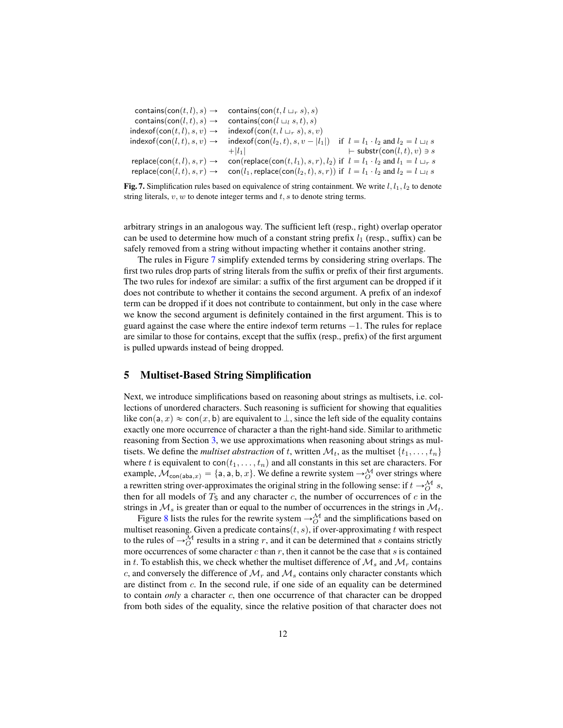$$
\begin{array}{lll}
\mathsf{contains}(\mathsf{con}(t,l),s) \rightarrow & \mathsf{contains}(\mathsf{con}(t, l \sqcup_r s), s) & \\
\mathsf{contains}(\mathsf{con}(l,t),s) \rightarrow & \mathsf{contains}(\mathsf{con}(l \sqcup_l s, t), s) & \\
\mathsf{indexof}(\mathsf{con}(t,l),s,v) \rightarrow & \mathsf{indexof}(\mathsf{con}(t, l \sqcup_r s), s, v) & \\
\mathsf{indexof}(\mathsf{con}(l,t),s,v) \rightarrow & \mathsf{indexof}(\mathsf{con}(l_2,t),s,v-|l_1|) & \text{if } l = l_1 \cdot l_2 \text{ and } l_2 = l \sqcup_l s \\
 & +|l_1| & \vdash \mathsf{substr}(\mathsf{con}(l,t),v) \ni s \\
\mathsf{replace}(\mathsf{con}(t,l),s,r) \rightarrow & \mathsf{con}(\mathsf{replace}(\mathsf{con}(t,l_1),s,r),l_2) & \text{if } l = l_1 \cdot l_2 \text{ and } l_1 = l \sqcup_r s \\
\mathsf{replace}(\mathsf{con}(l,t),s,r) \rightarrow & \mathsf{con}(l_1,\mathsf{replace}(\mathsf{con}(l_2,t),s,r)) & \text{if } l = l_1 \cdot l_2 \text{ and } l_2 = l \sqcup_l s
\end{array}
$$

**Fig. 7.** Simplification rules based on equivalence of string containment. We write $l, l_1, l_2$ to denote string literals, $v, w$ to denote integer terms and $t, s$ to denote string terms.

arbitrary strings in an analogous way. The sufficient left (resp., right) overlap operator can be used to determine how much of a constant string prefix $l_1$ (resp., suffix) can be safely removed from a string without impacting whether it contains another string.

The rules in Figure 7 simplify extended terms by considering string overlaps. The first two rules drop parts of string literals from the suffix or prefix of their first arguments. The two rules for indexof are similar: a suffix of the first argument can be dropped if it does not contribute to whether it contains the second argument. A prefix of an indexof term can be dropped if it does not contribute to containment, but only in the case where we know the second argument is definitely contained in the first argument. This is to guard against the case where the entire indexof term returns $-1$. The rules for replace are similar to those for contains, except that the suffix (resp., prefix) of the first argument is pulled upwards instead of being dropped.

## 5 Multiset-Based String Simplification

Next, we introduce simplifications based on reasoning about strings as multisets, i.e. collections of unordered characters. Such reasoning is sufficient for showing that equalities like $\mathsf{con}(\mathsf{a}, x) \approx \mathsf{con}(x, \mathsf{b})$ are equivalent to $\bot$, since the left side of the equality contains exactly one more occurrence of character a than the right-hand side. Similar to arithmetic reasoning from Section 3, we use approximations when reasoning about strings as multisets. We define the *multiset abstraction* of $t$, written $\mathcal{M}_t$, as the multiset $\{t_1, \ldots, t_n\}$ where $t$ is equivalent to $\mathsf{con}(t_1, \ldots, t_n)$ and all constants in this set are characters. For example, $\mathcal{M}_{\mathsf{con}(\mathsf{aba},x)} = \{\mathsf{a}, \mathsf{a}, \mathsf{b}, x\}$. We define a rewrite system $\rightarrow_O^{\mathcal{M}}$ over strings where a rewritten string over-approximates the original string in the following sense: if $t \rightarrow_O^{\mathcal{M}} s$, then for all models of $T_{\mathsf{S}}$ and any character $c$, the number of occurrences of $c$ in the strings in $\mathcal{M}_s$ is greater than or equal to the number of occurrences of $c$ in the strings in $\mathcal{M}_t$.

Figure 8 lists the rules for the rewrite system $\rightarrow_O^{\mathcal{M}}$ and the simplifications based on multiset reasoning. Given a predicate $\mathsf{contains}(t, s)$, if over-approximating $t$ with respect to the rules of $\rightarrow_O^{\mathcal{M}}$ results in a string $r$, and it can be determined that $s$ contains strictly more occurrences of some character $c$ than $r$, then it cannot be the case that $s$ is contained in $t$. To establish this, we check whether the multiset difference of $\mathcal{M}_s$ and $\mathcal{M}_r$ contains $c$, and conversely the difference of $\mathcal{M}_r$ and $\mathcal{M}_s$ contains only character constants which are distinct from $c$. In the second rule, if one side of an equality can be determined to contain *only* a character $c$, then one occurrence of that character can be dropped from both sides of the equality, since the relative position of that character does not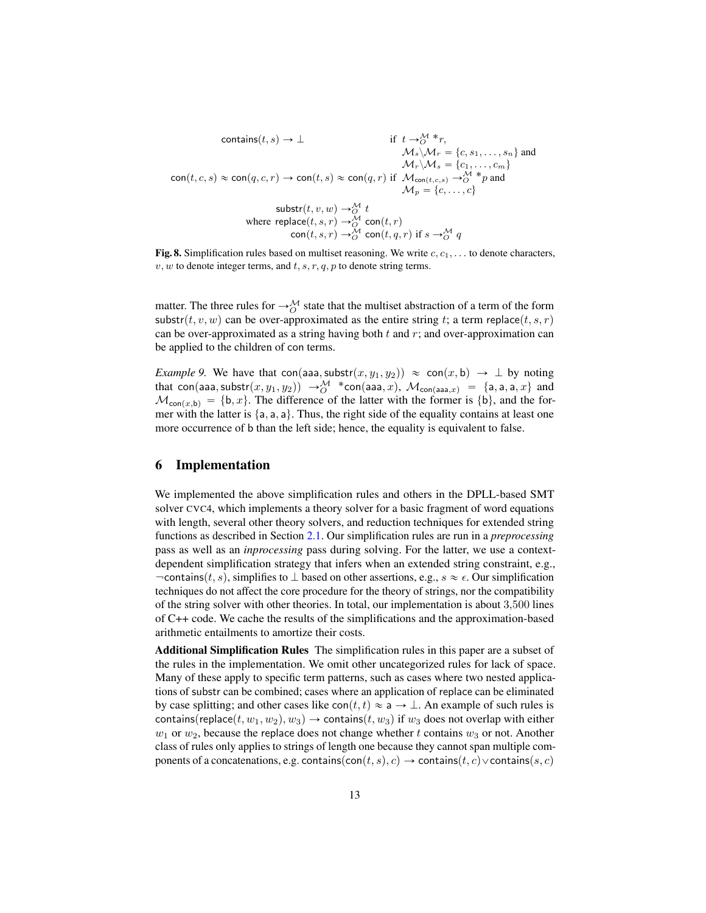$$\mathsf{contains}(t, s) \rightarrow \bot \qquad \text{if } t \rightarrow_O^{\mathcal{M}} {}^* r,\ \mathcal{M}_s \backslash \mathcal{M}_r = \{c, s_1, \ldots, s_n\} \text{ and } \mathcal{M}_r \backslash \mathcal{M}_s = \{c_1, \ldots, c_m\}$$

$$\mathsf{con}(t, c, s) \approx \mathsf{con}(q, c, r) \rightarrow \mathsf{con}(t, s) \approx \mathsf{con}(q, r) \text{ if } \mathcal{M}_{\mathsf{con}(t,c,s)} \rightarrow_O^{\mathcal{M}} {}^* p \text{ and } \mathcal{M}_p = \{c, \ldots, c\}$$

$$\mathsf{substr}(t, v, w) \rightarrow_O^{\mathcal{M}} t$$
$$\text{where } \mathsf{replace}(t, s, r) \rightarrow_O^{\mathcal{M}} \mathsf{con}(t, r)$$
$$\mathsf{con}(t, s, r) \rightarrow_O^{\mathcal{M}} \mathsf{con}(t, q, r) \text{ if } s \rightarrow_O^{\mathcal{M}} q$$

**Fig. 8.** Simplification rules based on multiset reasoning. We write $c, c_1, \ldots$ to denote characters, $v, w$ to denote integer terms, and $t, s, r, q, p$ to denote string terms.

matter. The three rules for $\rightarrow_O^{\mathcal{M}}$ state that the multiset abstraction of a term of the form $\mathsf{substr}(t, v, w)$ can be over-approximated as the entire string $t$; a term $\mathsf{replace}(t, s, r)$ can be over-approximated as a string having both $t$ and $r$; and over-approximation can be applied to the children of con terms.

*Example 9.* We have that $\mathsf{con}(\mathsf{aaa}, \mathsf{substr}(x, y_1, y_2)) \approx \mathsf{con}(x, \mathsf{b}) \rightarrow \bot$ by noting that $\mathsf{con}(\mathsf{aaa}, \mathsf{substr}(x, y_1, y_2)) \rightarrow_O^{\mathcal{M}} {}^*\mathsf{con}(\mathsf{aaa}, x)$, $\mathcal{M}_{\mathsf{con}(\mathsf{aaa},x)} = \{\mathsf{a}, \mathsf{a}, \mathsf{a}, x\}$ and $\mathcal{M}_{\mathsf{con}(x,\mathsf{b})} = \{\mathsf{b}, x\}$. The difference of the latter with the former is $\{\mathsf{b}\}$, and the former with the latter is $\{\mathsf{a}, \mathsf{a}, \mathsf{a}\}$. Thus, the right side of the equality contains at least one more occurrence of b than the left side; hence, the equality is equivalent to false.

## 6 Implementation

We implemented the above simplification rules and others in the DPLL-based SMT solver CVC4, which implements a theory solver for a basic fragment of word equations with length, several other theory solvers, and reduction techniques for extended string functions as described in Section 2.1. Our simplification rules are run in a *preprocessing* pass as well as an *inprocessing* pass during solving. For the latter, we use a context-dependent simplification strategy that infers when an extended string constraint, e.g., $\neg\mathsf{contains}(t, s)$, simplifies to $\bot$ based on other assertions, e.g., $s \approx \epsilon$. Our simplification techniques do not affect the core procedure for the theory of strings, nor the compatibility of the string solver with other theories. In total, our implementation is about 3,500 lines of C++ code. We cache the results of the simplifications and the approximation-based arithmetic entailments to amortize their costs.

**Additional Simplification Rules** The simplification rules in this paper are a subset of the rules in the implementation. We omit other uncategorized rules for lack of space. Many of these apply to specific term patterns, such as cases where two nested applications of substr can be combined; cases where an application of replace can be eliminated by case splitting; and other cases like $\mathsf{con}(t, t) \approx \mathsf{a} \rightarrow \bot$. An example of such rules is $\mathsf{contains}(\mathsf{replace}(t, w_1, w_2), w_3) \rightarrow \mathsf{contains}(t, w_3)$ if $w_3$ does not overlap with either $w_1$ or $w_2$, because the replace does not change whether $t$ contains $w_3$ or not. Another class of rules only applies to strings of length one because they cannot span multiple components of a concatenations, e.g. $\mathsf{contains}(\mathsf{con}(t, s), c) \rightarrow \mathsf{contains}(t, c) \vee \mathsf{contains}(s, c)$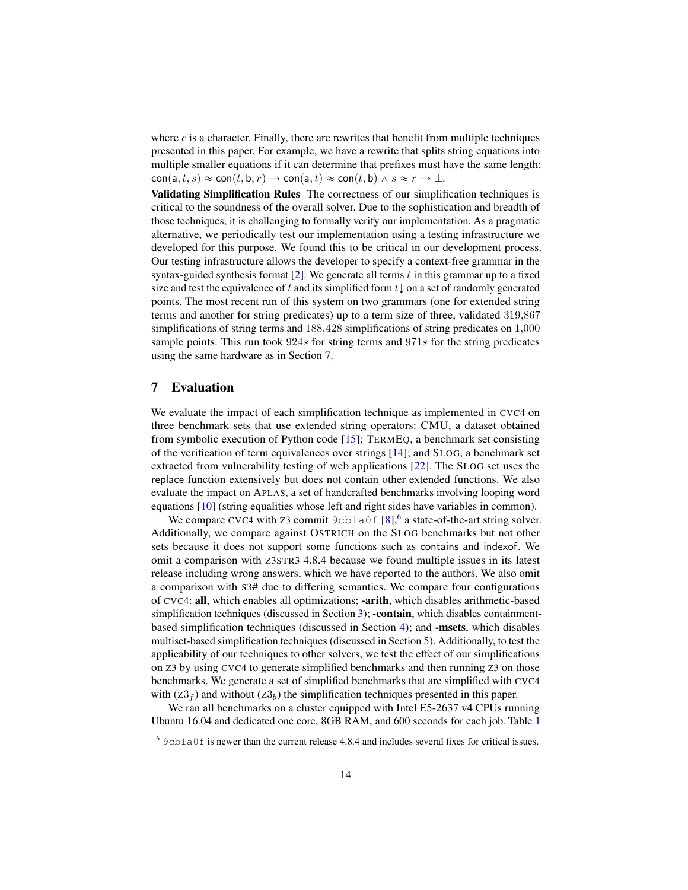where $c$ is a character. Finally, there are rewrites that benefit from multiple techniques presented in this paper. For example, we have a rewrite that splits string equations into multiple smaller equations if it can determine that prefixes must have the same length: $\mathsf{con}(\mathsf{a}, t, s) \approx \mathsf{con}(t, \mathsf{b}, r) \rightarrow \mathsf{con}(\mathsf{a}, t) \approx \mathsf{con}(t, \mathsf{b}) \wedge s \approx r \rightarrow \bot$.

**Validating Simplification Rules** The correctness of our simplification techniques is critical to the soundness of the overall solver. Due to the sophistication and breadth of those techniques, it is challenging to formally verify our implementation. As a pragmatic alternative, we periodically test our implementation using a testing infrastructure we developed for this purpose. We found this to be critical in our development process. Our testing infrastructure allows the developer to specify a context-free grammar in the syntax-guided synthesis format [2]. We generate all terms $t$ in this grammar up to a fixed size and test the equivalence of $t$ and its simplified form $t\downarrow$ on a set of randomly generated points. The most recent run of this system on two grammars (one for extended string terms and another for string predicates) up to a term size of three, validated $319{,}867$ simplifications of string terms and $188{,}428$ simplifications of string predicates on $1{,}000$ sample points. This run took $924s$ for string terms and $971s$ for the string predicates using the same hardware as in Section 7.

## 7 Evaluation

We evaluate the impact of each simplification technique as implemented in CVC4 on three benchmark sets that use extended string operators: CMU, a dataset obtained from symbolic execution of Python code [15]; TermEq, a benchmark set consisting of the verification of term equivalences over strings [14]; and Slog, a benchmark set extracted from vulnerability testing of web applications [22]. The Slog set uses the replace function extensively but does not contain other extended functions. We also evaluate the impact on Aplas, a set of handcrafted benchmarks involving looping word equations [10] (string equalities whose left and right sides have variables in common).

We compare CVC4 with Z3 commit `9cb1a0f` [8],[6] a state-of-the-art string solver. Additionally, we compare against Ostrich on the Slog benchmarks but not other sets because it does not support some functions such as contains and indexof. We omit a comparison with Z3STR3 4.8.4 because we found multiple issues in its latest release including wrong answers, which we have reported to the authors. We also omit a comparison with S3# due to differing semantics. We compare four configurations of CVC4: **all**, which enables all optimizations; **-arith**, which disables arithmetic-based simplification techniques (discussed in Section 3); **-contain**, which disables containment-based simplification techniques (discussed in Section 4); and **-msets**, which disables multiset-based simplification techniques (discussed in Section 5). Additionally, to test the applicability of our techniques to other solvers, we test the effect of our simplifications on Z3 by using CVC4 to generate simplified benchmarks and then running Z3 on those benchmarks. We generate a set of simplified benchmarks that are simplified with CVC4 with ($\mathrm{Z3}_f$) and without ($\mathrm{Z3}_b$) the simplification techniques presented in this paper.

We ran all benchmarks on a cluster equipped with Intel E5-2637 v4 CPUs running Ubuntu 16.04 and dedicated one core, 8GB RAM, and 600 seconds for each job. Table 1

[6] `9cb1a0f` is newer than the current release 4.8.4 and includes several fixes for critical issues.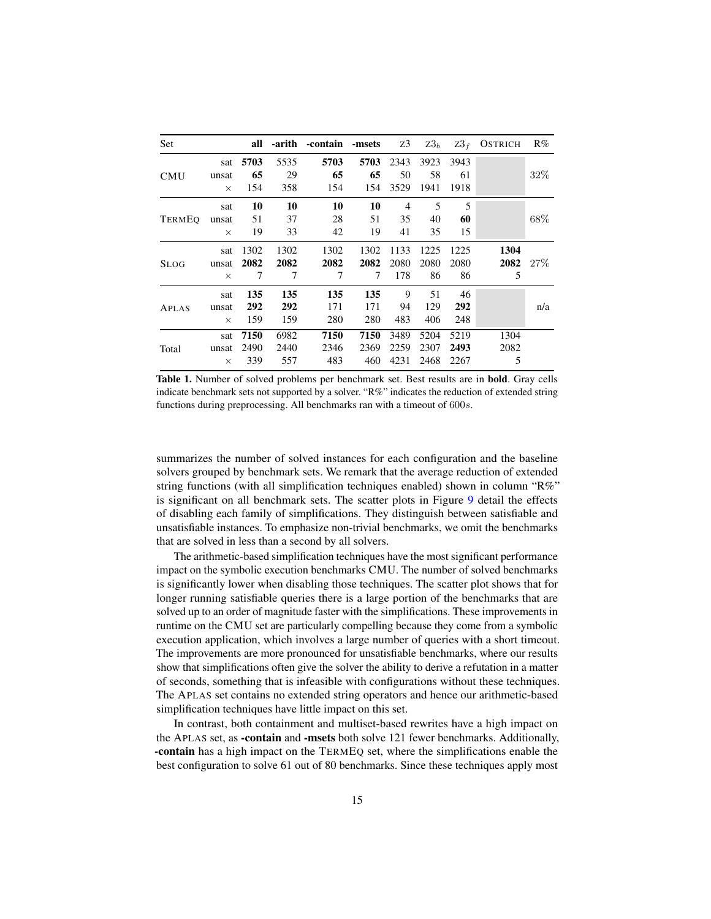| Set | | all | -arith | -contain | -msets | Z3 | $Z3_b$ | $Z3_f$ | OSTRICH | R% |
|---|---|---|---|---|---|---|---|---|---|---|
| CMU | sat | **5703** | 5535 | **5703** | **5703** | 2343 | 3923 | 3943 | | 32% |
| | unsat | **65** | 29 | **65** | **65** | 50 | 58 | 61 | | |
| | × | 154 | 358 | 154 | 154 | 3529 | 1941 | 1918 | | |
| TERMEQ | sat | **10** | **10** | **10** | **10** | 4 | 5 | 5 | | 68% |
| | unsat | 51 | 37 | 28 | 51 | 35 | 40 | **60** | | |
| | × | 19 | 33 | 42 | 19 | 41 | 35 | 15 | | |
| SLOG | sat | 1302 | 1302 | 1302 | 1302 | 1133 | 1225 | 1225 | **1304** | 27% |
| | unsat | **2082** | **2082** | **2082** | **2082** | 2080 | 2080 | 2080 | **2082** | |
| | × | 7 | 7 | 7 | 7 | 178 | 86 | 86 | 5 | |
| APLAS | sat | **135** | **135** | **135** | **135** | 9 | 51 | 46 | | n/a |
| | unsat | **292** | **292** | 171 | 171 | 94 | 129 | **292** | | |
| | × | 159 | 159 | 280 | 280 | 483 | 406 | 248 | | |
| Total | sat | **7150** | 6982 | **7150** | **7150** | 3489 | 5204 | 5219 | 1304 | |
| | unsat | 2490 | 2440 | 2346 | 2369 | 2259 | 2307 | **2493** | 2082 | |
| | × | 339 | 557 | 483 | 460 | 4231 | 2468 | 2267 | 5 | |

**Table 1.** Number of solved problems per benchmark set. Best results are in **bold**. Gray cells indicate benchmark sets not supported by a solver. "R%" indicates the reduction of extended string functions during preprocessing. All benchmarks ran with a timeout of $600s$.

summarizes the number of solved instances for each configuration and the baseline solvers grouped by benchmark sets. We remark that the average reduction of extended string functions (with all simplification techniques enabled) shown in column "R%" is significant on all benchmark sets. The scatter plots in Figure 9 detail the effects of disabling each family of simplifications. They distinguish between satisfiable and unsatisfiable instances. To emphasize non-trivial benchmarks, we omit the benchmarks that are solved in less than a second by all solvers.

The arithmetic-based simplification techniques have the most significant performance impact on the symbolic execution benchmarks CMU. The number of solved benchmarks is significantly lower when disabling those techniques. The scatter plot shows that for longer running satisfiable queries there is a large portion of the benchmarks that are solved up to an order of magnitude faster with the simplifications. These improvements in runtime on the CMU set are particularly compelling because they come from a symbolic execution application, which involves a large number of queries with a short timeout. The improvements are more pronounced for unsatisfiable benchmarks, where our results show that simplifications often give the solver the ability to derive a refutation in a matter of seconds, something that is infeasible with configurations without these techniques. The APLAS set contains no extended string operators and hence our arithmetic-based simplification techniques have little impact on this set.

In contrast, both containment and multiset-based rewrites have a high impact on the APLAS set, as **-contain** and **-msets** both solve 121 fewer benchmarks. Additionally, **-contain** has a high impact on the TERMEQ set, where the simplifications enable the best configuration to solve 61 out of 80 benchmarks. Since these techniques apply most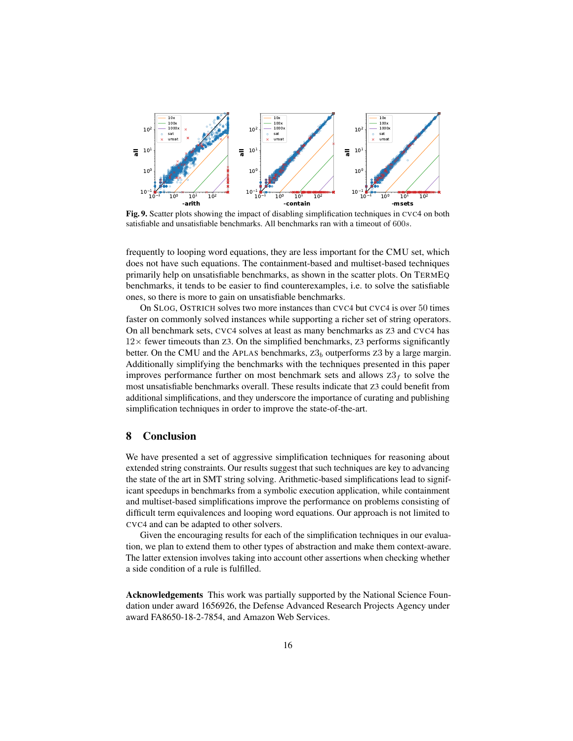Fig. 9. Scatter plots showing the impact of disabling simplification techniques in CVC4 on both satisfiable and unsatisfiable benchmarks. All benchmarks ran with a timeout of $600s$.

frequently to looping word equations, they are less important for the CMU set, which does not have such equations. The containment-based and multiset-based techniques primarily help on unsatisfiable benchmarks, as shown in the scatter plots. On TERMEQ benchmarks, it tends to be easier to find counterexamples, i.e. to solve the satisfiable ones, so there is more to gain on unsatisfiable benchmarks.

On SLOG, OSTRICH solves two more instances than CVC4 but CVC4 is over 50 times faster on commonly solved instances while supporting a richer set of string operators. On all benchmark sets, CVC4 solves at least as many benchmarks as Z3 and CVC4 has $12\times$ fewer timeouts than Z3. On the simplified benchmarks, Z3 performs significantly better. On the CMU and the APLAS benchmarks, $\text{Z3}_b$ outperforms Z3 by a large margin. Additionally simplifying the benchmarks with the techniques presented in this paper improves performance further on most benchmark sets and allows $\text{Z3}_f$ to solve the most unsatisfiable benchmarks overall. These results indicate that Z3 could benefit from additional simplifications, and they underscore the importance of curating and publishing simplification techniques in order to improve the state-of-the-art.

## 8 Conclusion

We have presented a set of aggressive simplification techniques for reasoning about extended string constraints. Our results suggest that such techniques are key to advancing the state of the art in SMT string solving. Arithmetic-based simplifications lead to significant speedups in benchmarks from a symbolic execution application, while containment and multiset-based simplifications improve the performance on problems consisting of difficult term equivalences and looping word equations. Our approach is not limited to CVC4 and can be adapted to other solvers.

Given the encouraging results for each of the simplification techniques in our evaluation, we plan to extend them to other types of abstraction and make them context-aware. The latter extension involves taking into account other assertions when checking whether a side condition of a rule is fulfilled.

**Acknowledgements** This work was partially supported by the National Science Foundation under award 1656926, the Defense Advanced Research Projects Agency under award FA8650-18-2-7854, and Amazon Web Services.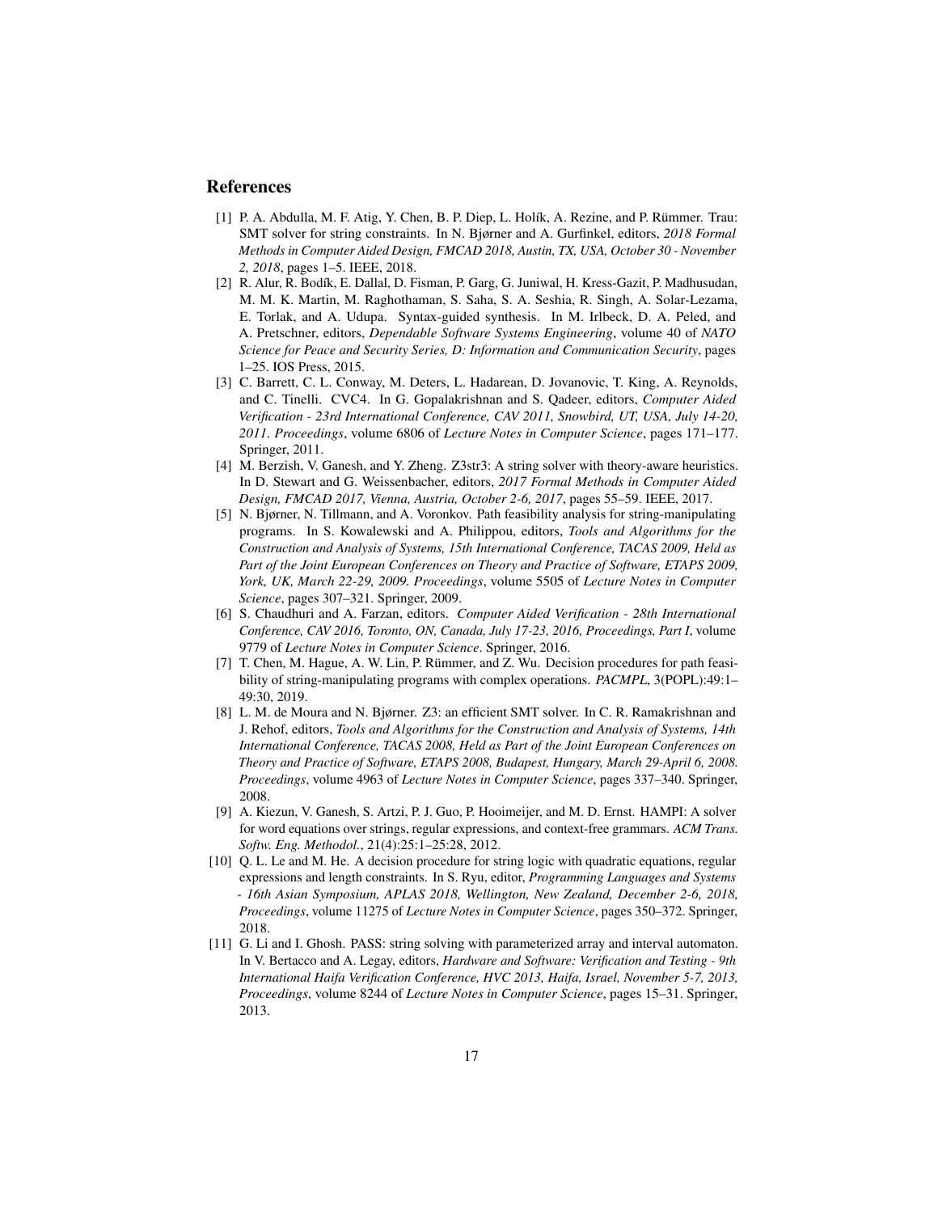## References

[1] P. A. Abdulla, M. F. Atig, Y. Chen, B. P. Diep, L. Holík, A. Rezine, and P. Rümmer. Trau: SMT solver for string constraints. In N. Bjørner and A. Gurfinkel, editors, *2018 Formal Methods in Computer Aided Design, FMCAD 2018, Austin, TX, USA, October 30 - November 2, 2018*, pages 1–5. IEEE, 2018.

[2] R. Alur, R. Bodík, E. Dallal, D. Fisman, P. Garg, G. Juniwal, H. Kress-Gazit, P. Madhusudan, M. M. K. Martin, M. Raghothaman, S. Saha, S. A. Seshia, R. Singh, A. Solar-Lezama, E. Torlak, and A. Udupa. Syntax-guided synthesis. In M. Irlbeck, D. A. Peled, and A. Pretschner, editors, *Dependable Software Systems Engineering*, volume 40 of *NATO Science for Peace and Security Series, D: Information and Communication Security*, pages 1–25. IOS Press, 2015.

[3] C. Barrett, C. L. Conway, M. Deters, L. Hadarean, D. Jovanovic, T. King, A. Reynolds, and C. Tinelli. CVC4. In G. Gopalakrishnan and S. Qadeer, editors, *Computer Aided Verification - 23rd International Conference, CAV 2011, Snowbird, UT, USA, July 14-20, 2011. Proceedings*, volume 6806 of *Lecture Notes in Computer Science*, pages 171–177. Springer, 2011.

[4] M. Berzish, V. Ganesh, and Y. Zheng. Z3str3: A string solver with theory-aware heuristics. In D. Stewart and G. Weissenbacher, editors, *2017 Formal Methods in Computer Aided Design, FMCAD 2017, Vienna, Austria, October 2-6, 2017*, pages 55–59. IEEE, 2017.

[5] N. Bjørner, N. Tillmann, and A. Voronkov. Path feasibility analysis for string-manipulating programs. In S. Kowalewski and A. Philippou, editors, *Tools and Algorithms for the Construction and Analysis of Systems, 15th International Conference, TACAS 2009, Held as Part of the Joint European Conferences on Theory and Practice of Software, ETAPS 2009, York, UK, March 22-29, 2009. Proceedings*, volume 5505 of *Lecture Notes in Computer Science*, pages 307–321. Springer, 2009.

[6] S. Chaudhuri and A. Farzan, editors. *Computer Aided Verification - 28th International Conference, CAV 2016, Toronto, ON, Canada, July 17-23, 2016, Proceedings, Part I*, volume 9779 of *Lecture Notes in Computer Science*. Springer, 2016.

[7] T. Chen, M. Hague, A. W. Lin, P. Rümmer, and Z. Wu. Decision procedures for path feasibility of string-manipulating programs with complex operations. *PACMPL*, 3(POPL):49:1–49:30, 2019.

[8] L. M. de Moura and N. Bjørner. Z3: an efficient SMT solver. In C. R. Ramakrishnan and J. Rehof, editors, *Tools and Algorithms for the Construction and Analysis of Systems, 14th International Conference, TACAS 2008, Held as Part of the Joint European Conferences on Theory and Practice of Software, ETAPS 2008, Budapest, Hungary, March 29-April 6, 2008. Proceedings*, volume 4963 of *Lecture Notes in Computer Science*, pages 337–340. Springer, 2008.

[9] A. Kiezun, V. Ganesh, S. Artzi, P. J. Guo, P. Hooimeijer, and M. D. Ernst. HAMPI: A solver for word equations over strings, regular expressions, and context-free grammars. *ACM Trans. Softw. Eng. Methodol.*, 21(4):25:1–25:28, 2012.

[10] Q. L. Le and M. He. A decision procedure for string logic with quadratic equations, regular expressions and length constraints. In S. Ryu, editor, *Programming Languages and Systems - 16th Asian Symposium, APLAS 2018, Wellington, New Zealand, December 2-6, 2018, Proceedings*, volume 11275 of *Lecture Notes in Computer Science*, pages 350–372. Springer, 2018.

[11] G. Li and I. Ghosh. PASS: string solving with parameterized array and interval automaton. In V. Bertacco and A. Legay, editors, *Hardware and Software: Verification and Testing - 9th International Haifa Verification Conference, HVC 2013, Haifa, Israel, November 5-7, 2013, Proceedings*, volume 8244 of *Lecture Notes in Computer Science*, pages 15–31. Springer, 2013.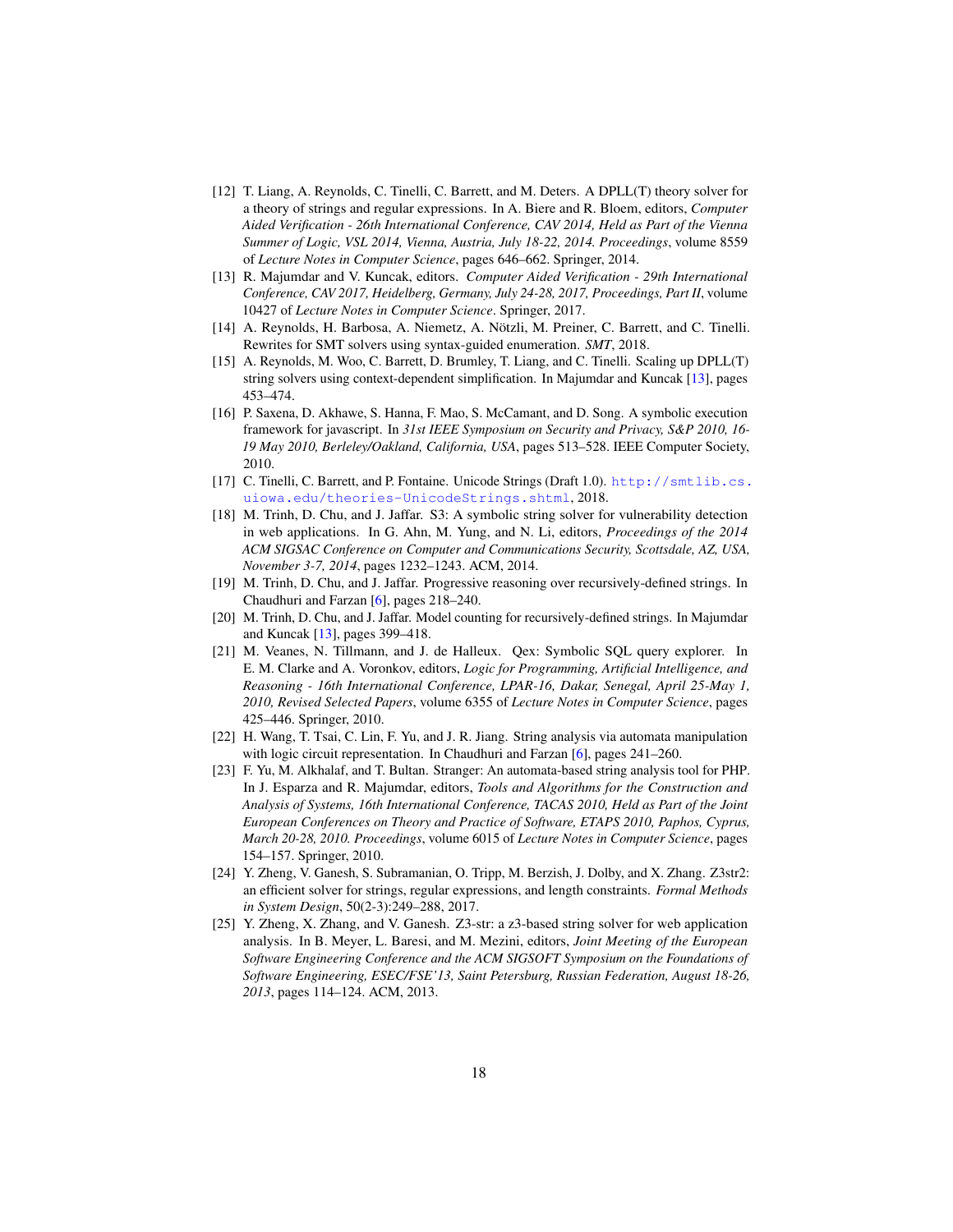[12] T. Liang, A. Reynolds, C. Tinelli, C. Barrett, and M. Deters. A DPLL(T) theory solver for a theory of strings and regular expressions. In A. Biere and R. Bloem, editors, *Computer Aided Verification - 26th International Conference, CAV 2014, Held as Part of the Vienna Summer of Logic, VSL 2014, Vienna, Austria, July 18-22, 2014. Proceedings*, volume 8559 of *Lecture Notes in Computer Science*, pages 646–662. Springer, 2014.

[13] R. Majumdar and V. Kuncak, editors. *Computer Aided Verification - 29th International Conference, CAV 2017, Heidelberg, Germany, July 24-28, 2017, Proceedings, Part II*, volume 10427 of *Lecture Notes in Computer Science*. Springer, 2017.

[14] A. Reynolds, H. Barbosa, A. Niemetz, A. Nötzli, M. Preiner, C. Barrett, and C. Tinelli. Rewrites for SMT solvers using syntax-guided enumeration. *SMT*, 2018.

[15] A. Reynolds, M. Woo, C. Barrett, D. Brumley, T. Liang, and C. Tinelli. Scaling up DPLL(T) string solvers using context-dependent simplification. In Majumdar and Kuncak [13], pages 453–474.

[16] P. Saxena, D. Akhawe, S. Hanna, F. Mao, S. McCamant, and D. Song. A symbolic execution framework for javascript. In *31st IEEE Symposium on Security and Privacy, S&P 2010, 16-19 May 2010, Berleley/Oakland, California, USA*, pages 513–528. IEEE Computer Society, 2010.

[17] C. Tinelli, C. Barrett, and P. Fontaine. Unicode Strings (Draft 1.0). http://smtlib.cs.uiowa.edu/theories-UnicodeStrings.shtml, 2018.

[18] M. Trinh, D. Chu, and J. Jaffar. S3: A symbolic string solver for vulnerability detection in web applications. In G. Ahn, M. Yung, and N. Li, editors, *Proceedings of the 2014 ACM SIGSAC Conference on Computer and Communications Security, Scottsdale, AZ, USA, November 3-7, 2014*, pages 1232–1243. ACM, 2014.

[19] M. Trinh, D. Chu, and J. Jaffar. Progressive reasoning over recursively-defined strings. In Chaudhuri and Farzan [6], pages 218–240.

[20] M. Trinh, D. Chu, and J. Jaffar. Model counting for recursively-defined strings. In Majumdar and Kuncak [13], pages 399–418.

[21] M. Veanes, N. Tillmann, and J. de Halleux. Qex: Symbolic SQL query explorer. In E. M. Clarke and A. Voronkov, editors, *Logic for Programming, Artificial Intelligence, and Reasoning - 16th International Conference, LPAR-16, Dakar, Senegal, April 25-May 1, 2010, Revised Selected Papers*, volume 6355 of *Lecture Notes in Computer Science*, pages 425–446. Springer, 2010.

[22] H. Wang, T. Tsai, C. Lin, F. Yu, and J. R. Jiang. String analysis via automata manipulation with logic circuit representation. In Chaudhuri and Farzan [6], pages 241–260.

[23] F. Yu, M. Alkhalaf, and T. Bultan. Stranger: An automata-based string analysis tool for PHP. In J. Esparza and R. Majumdar, editors, *Tools and Algorithms for the Construction and Analysis of Systems, 16th International Conference, TACAS 2010, Held as Part of the Joint European Conferences on Theory and Practice of Software, ETAPS 2010, Paphos, Cyprus, March 20-28, 2010. Proceedings*, volume 6015 of *Lecture Notes in Computer Science*, pages 154–157. Springer, 2010.

[24] Y. Zheng, V. Ganesh, S. Subramanian, O. Tripp, M. Berzish, J. Dolby, and X. Zhang. Z3str2: an efficient solver for strings, regular expressions, and length constraints. *Formal Methods in System Design*, 50(2-3):249–288, 2017.

[25] Y. Zheng, X. Zhang, and V. Ganesh. Z3-str: a z3-based string solver for web application analysis. In B. Meyer, L. Baresi, and M. Mezini, editors, *Joint Meeting of the European Software Engineering Conference and the ACM SIGSOFT Symposium on the Foundations of Software Engineering, ESEC/FSE'13, Saint Petersburg, Russian Federation, August 18-26, 2013*, pages 114–124. ACM, 2013.